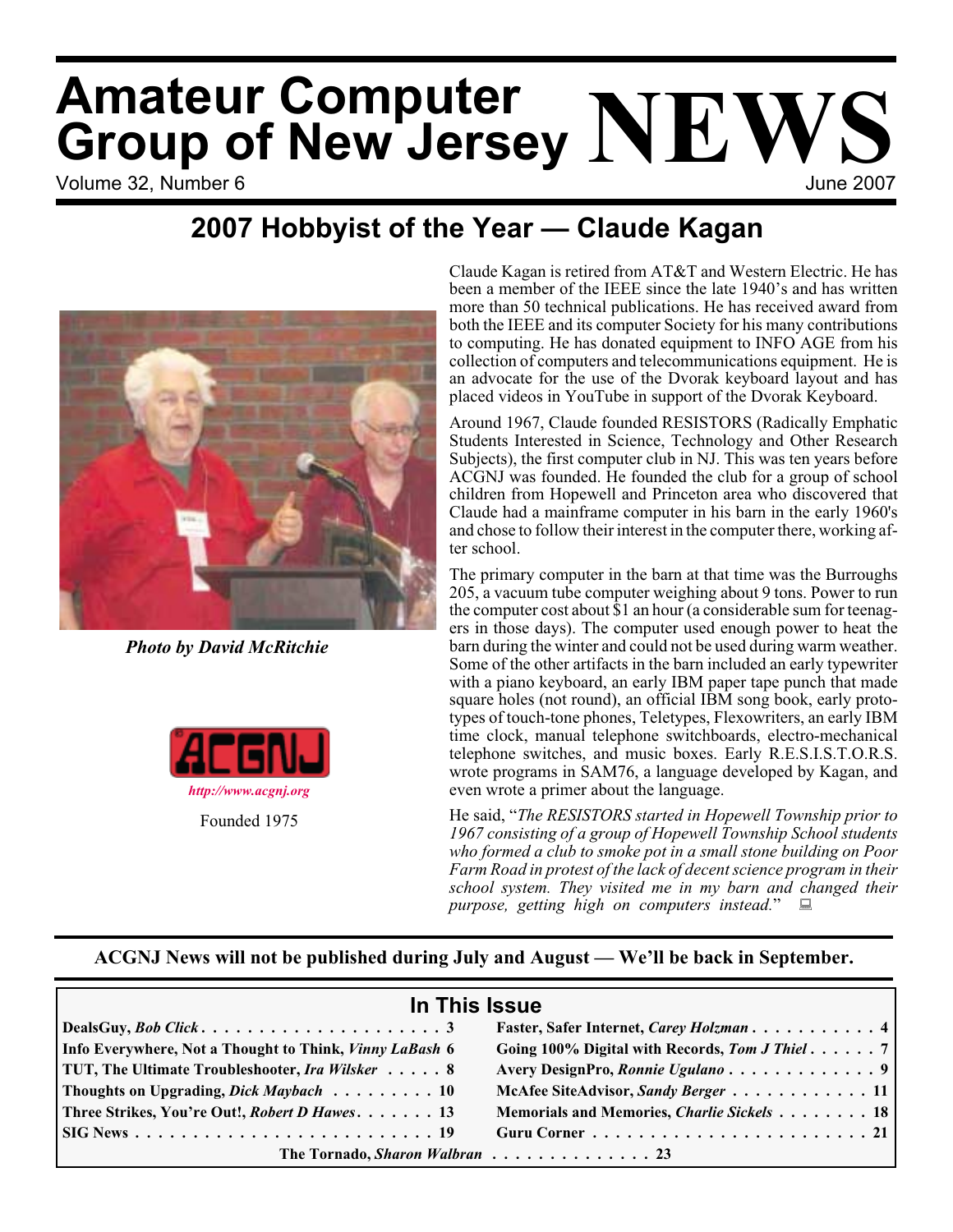# Amateur Computer Group of New Jersey NEWS

Volume 32, Number 6 June 2007

## 2007 Hobbyist of the Year — Claude Kagan

*Photo by David McRitchie*

*http://www.acgnj.org*

Founded 1975

Claude Kagan is retired from AT&T and Western Electric. He has been a member of the IEEE since the late 1940's and has written more than 50 technical publications. He has received award from both the IEEE and its computer Society for his many contributions to computing. He has donated equipment to INFO AGE from his collection of computers and telecommunications equipment. He is an advocate for the use of the Dvorak keyboard layout and has placed videos in YouTube in support of the Dvorak Keyboard.

Around 1967, Claude founded RESISTORS (Radically Emphatic Students Interested in Science, Technology and Other Research Subjects), the first computer club in NJ. This was ten years before ACGNJ was founded. He founded the club for a group of school children from Hopewell and Princeton area who discovered that Claude had a mainframe computer in his barn in the early 1960's and chose to follow their interest in the computer there, working after school.

The primary computer in the barn at that time was the Burroughs 205, a vacuum tube computer weighing about 9 tons. Power to run the computer cost about $1 an hour (a considerable sum for teenagers in those days). The computer used enough power to heat the barn during the winter and could not be used during warm weather. Some of the other artifacts in the barn included an early typewriter with a piano keyboard, an early IBM paper tape punch that made square holes (not round), an official IBM song book, early prototypes of touch-tone phones, Teletypes, Flexowriters, an early IBM time clock, manual telephone switchboards, electro-mechanical telephone switches, and music boxes. Early R.E.S.I.S.T.O.R.S. wrote programs in SAM76, a language developed by Kagan, and even wrote a primer about the language.

He said, "*The RESISTORS started in Hopewell Township prior to 1967 consisting of a group of Hopewell Township School students who formed a club to smoke pot in a small stone building on Poor Farm Road in protest of the lack of decent science program in their school system. They visited me in my barn and changed their purpose, getting high on computers instead.*"

**ACGNJ News will not be published during July and August — We'll be back in September.**

### In This Issue

| | |
|---|---|
| **DealsGuy, *Bob Click*** . . . 3 | **Faster, Safer Internet, *Carey Holzman*** . . . 4 |
| **Info Everywhere, Not a Thought to Think, *Vinny LaBash*** 6 | **Going 100% Digital with Records, *Tom J Thiel*** . . . 7 |
| **TUT, The Ultimate Troubleshooter, *Ira Wilsker*** . . . 8 | **Avery DesignPro, *Ronnie Ugulano*** . . . 9 |
| **Thoughts on Upgrading, *Dick Maybach*** . . . 10 | **McAfee SiteAdvisor, *Sandy Berger*** . . . 11 |
| **Three Strikes, You're Out!, *Robert D Hawes*** . . . 13 | **Memorials and Memories, *Charlie Sickels*** . . . 18 |
| **SIG News** . . . 19 | **Guru Corner** . . . 21 |
| **The Tornado, *Sharon Walbran*** . . . 23 | |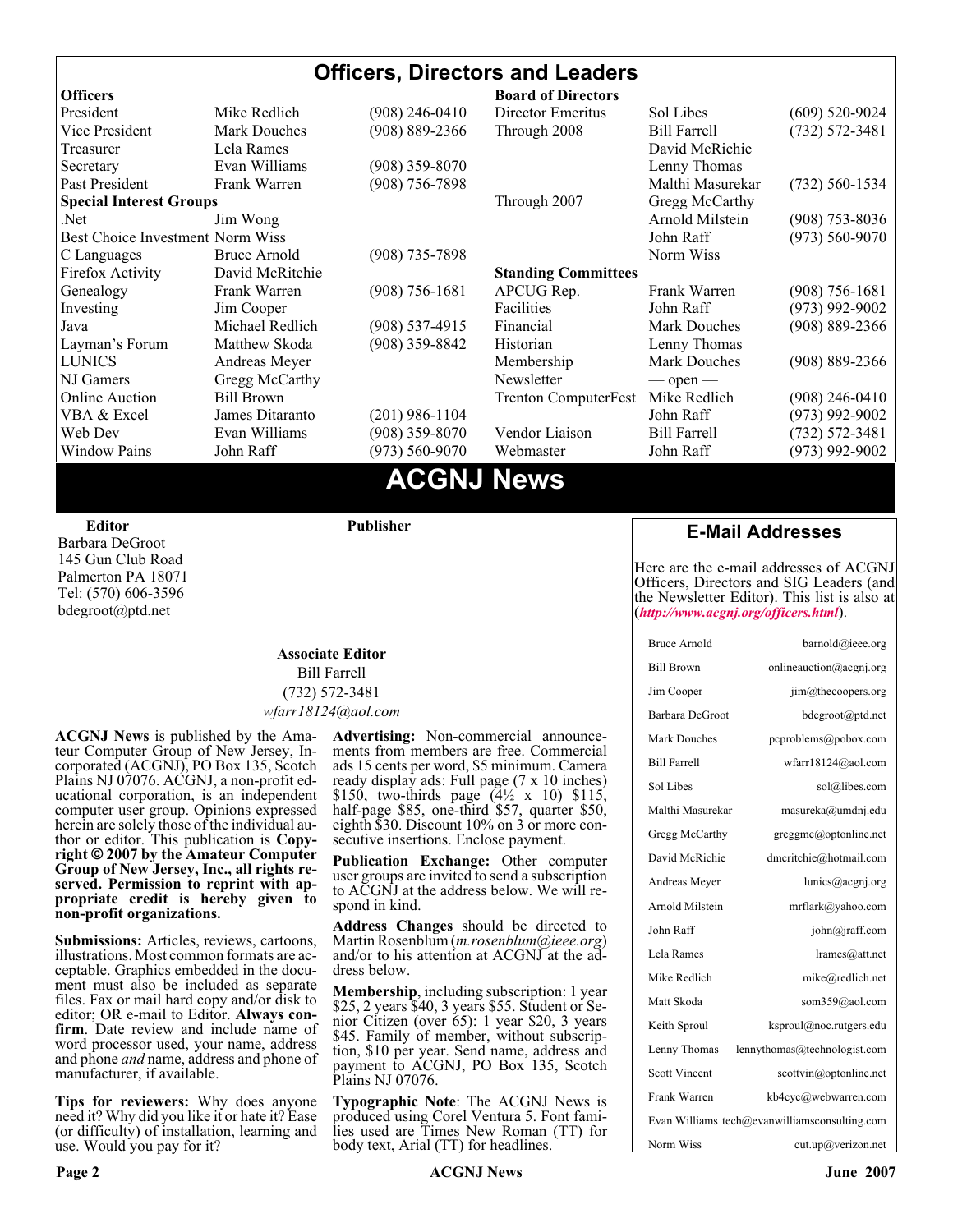# Officers, Directors and Leaders

| **Officers** | | | **Board of Directors** | | |
|---|---|---|---|---|---|
| President | Mike Redlich | (908) 246-0410 | Director Emeritus | Sol Libes | (609) 520-9024 |
| Vice President | Mark Douches | (908) 889-2366 | Through 2008 | Bill Farrell | (732) 572-3481 |
| Treasurer | Lela Rames | | | David McRichie | |
| Secretary | Evan Williams | (908) 359-8070 | | Lenny Thomas | |
| Past President | Frank Warren | (908) 756-7898 | | Malthi Masurekar | (732) 560-1534 |
| **Special Interest Groups** | | | Through 2007 | Gregg McCarthy | |
| .Net | Jim Wong | | | Arnold Milstein | (908) 753-8036 |
| Best Choice Investment | Norm Wiss | | | John Raff | (973) 560-9070 |
| C Languages | Bruce Arnold | (908) 735-7898 | | Norm Wiss | |
| Firefox Activity | David McRitchie | | **Standing Committees** | | |
| Genealogy | Frank Warren | (908) 756-1681 | APCUG Rep. | Frank Warren | (908) 756-1681 |
| Investing | Jim Cooper | | Facilities | John Raff | (973) 992-9002 |
| Java | Michael Redlich | (908) 537-4915 | Financial | Mark Douches | (908) 889-2366 |
| Layman's Forum | Matthew Skoda | (908) 359-8842 | Historian | Lenny Thomas | |
| LUNICS | Andreas Meyer | | Membership | Mark Douches | (908) 889-2366 |
| NJ Gamers | Gregg McCarthy | | Newsletter | — open — | |
| Online Auction | Bill Brown | | Trenton ComputerFest | Mike Redlich | (908) 246-0410 |
| VBA & Excel | James Ditaranto | (201) 986-1104 | | John Raff | (973) 992-9002 |
| Web Dev | Evan Williams | (908) 359-8070 | Vendor Liaison | Bill Farrell | (732) 572-3481 |
| Window Pains | John Raff | (973) 560-9070 | Webmaster | John Raff | (973) 992-9002 |

# ACGNJ News

**Editor**
Barbara DeGroot
145 Gun Club Road
Palmerton PA 18071
Tel: (570) 606-3596
bdegroot@ptd.net

**Publisher**

**Associate Editor**
Bill Farrell
(732) 572-3481
*wfarr18124@aol.com*

**ACGNJ News** is published by the Amateur Computer Group of New Jersey, Incorporated (ACGNJ), PO Box 135, Scotch Plains NJ 07076. ACGNJ, a non-profit educational corporation, is an independent computer user group. Opinions expressed herein are solely those of the individual author or editor. This publication is **Copyright © 2007 by the Amateur Computer Group of New Jersey, Inc., all rights reserved. Permission to reprint with appropriate credit is hereby given to non-profit organizations.**

**Submissions:** Articles, reviews, cartoons, illustrations. Most common formats are acceptable. Graphics embedded in the document must also be included as separate files. Fax or mail hard copy and/or disk to editor; OR e-mail to Editor. **Always confirm**. Date review and include name of word processor used, your name, address and phone *and* name, address and phone of manufacturer, if available.

**Tips for reviewers:** Why does anyone need it? Why did you like it or hate it? Ease (or difficulty) of installation, learning and use. Would you pay for it?

**Advertising:** Non-commercial announcements from members are free. Commercial ads 15 cents per word, $5 minimum. Camera ready display ads: Full page (7 x 10 inches) $150, two-thirds page (4½ x 10) $115, half-page $85, one-third $57, quarter $50, eighth $30. Discount 10% on 3 or more consecutive insertions. Enclose payment.

**Publication Exchange:** Other computer user groups are invited to send a subscription to ACGNJ at the address below. We will respond in kind.

**Address Changes** should be directed to Martin Rosenblum (*m.rosenblum@ieee.org*) and/or to his attention at ACGNJ at the address below.

**Membership**, including subscription: 1 year $25, 2 years $40, 3 years $55. Student or Senior Citizen (over 65): 1 year $20, 3 years $45. Family of member, without subscription, $10 per year. Send name, address and payment to ACGNJ, PO Box 135, Scotch Plains NJ 07076.

**Typographic Note**: The ACGNJ News is produced using Corel Ventura 5. Font families used are Times New Roman (TT) for body text, Arial (TT) for headlines.

## E-Mail Addresses

Here are the e-mail addresses of ACGNJ Officers, Directors and SIG Leaders (and the Newsletter Editor). This list is also at (***http://www.acgnj.org/officers.html***).

| Name | E-mail |
|---|---|
| Bruce Arnold | barnold@ieee.org |
| Bill Brown | onlineauction@acgnj.org |
| Jim Cooper | jim@thecoopers.org |
| Barbara DeGroot | bdegroot@ptd.net |
| Mark Douches | pcproblems@pobox.com |
| Bill Farrell | wfarr18124@aol.com |
| Sol Libes | sol@libes.com |
| Malthi Masurekar | masureka@umdnj.edu |
| Gregg McCarthy | greggmc@optonline.net |
| David McRichie | dmcritchie@hotmail.com |
| Andreas Meyer | lunics@acgnj.org |
| Arnold Milstein | mrflark@yahoo.com |
| John Raff | john@jraff.com |
| Lela Rames | lrames@att.net |
| Mike Redlich | mike@redlich.net |
| Matt Skoda | som359@aol.com |
| Keith Sproul | ksproul@noc.rutgers.edu |
| Lenny Thomas | lennythomas@technologist.com |
| Scott Vincent | scottvin@optonline.net |
| Frank Warren | kb4cyc@webwarren.com |
| Evan Williams | tech@evanwilliamsconsulting.com |
| Norm Wiss | cut.up@verizon.net |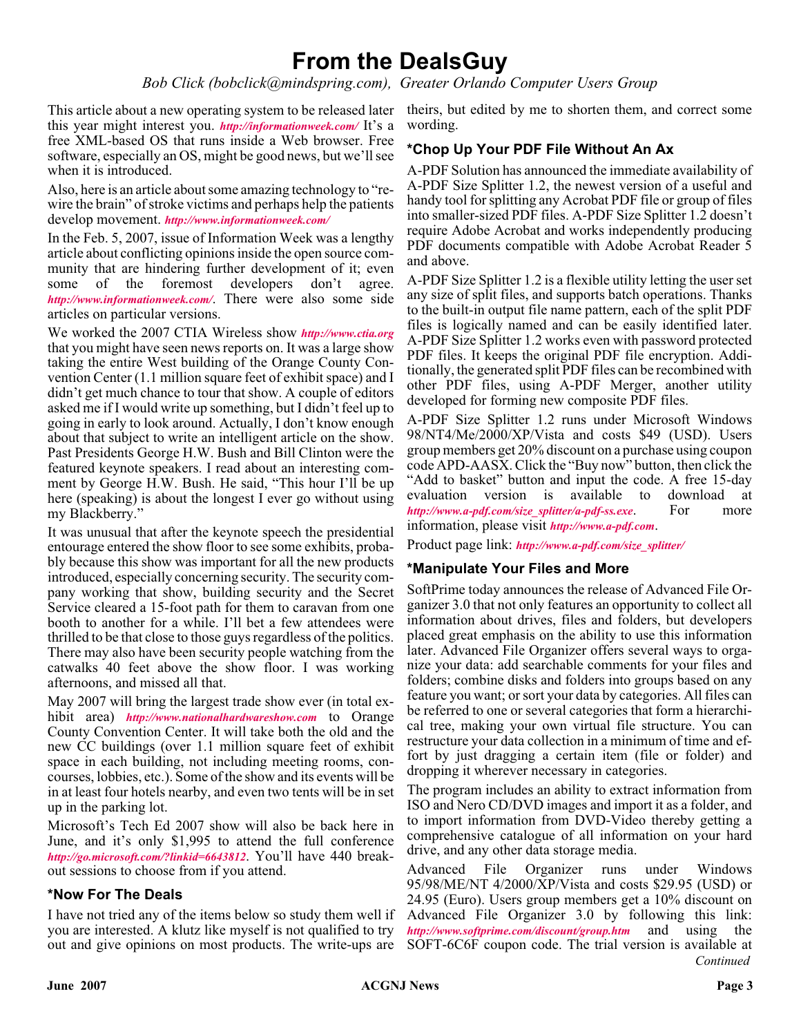# From the DealsGuy

*Bob Click (bobclick@mindspring.com), Greater Orlando Computer Users Group*

This article about a new operating system to be released later this year might interest you. ***http://informationweek.com/*** It's a free XML-based OS that runs inside a Web browser. Free software, especially an OS, might be good news, but we'll see when it is introduced.

Also, here is an article about some amazing technology to "rewire the brain" of stroke victims and perhaps help the patients develop movement. ***http://www.informationweek.com/***

In the Feb. 5, 2007, issue of Information Week was a lengthy article about conflicting opinions inside the open source community that are hindering further development of it; even some of the foremost developers don't agree. ***http://www.informationweek.com/***. There were also some side articles on particular versions.

We worked the 2007 CTIA Wireless show ***http://www.ctia.org*** that you might have seen news reports on. It was a large show taking the entire West building of the Orange County Convention Center (1.1 million square feet of exhibit space) and I didn't get much chance to tour that show. A couple of editors asked me if I would write up something, but I didn't feel up to going in early to look around. Actually, I don't know enough about that subject to write an intelligent article on the show. Past Presidents George H.W. Bush and Bill Clinton were the featured keynote speakers. I read about an interesting comment by George H.W. Bush. He said, "This hour I'll be up here (speaking) is about the longest I ever go without using my Blackberry."

It was unusual that after the keynote speech the presidential entourage entered the show floor to see some exhibits, probably because this show was important for all the new products introduced, especially concerning security. The security company working that show, building security and the Secret Service cleared a 15-foot path for them to caravan from one booth to another for a while. I'll bet a few attendees were thrilled to be that close to those guys regardless of the politics. There may also have been security people watching from the catwalks 40 feet above the show floor. I was working afternoons, and missed all that.

May 2007 will bring the largest trade show ever (in total exhibit area) ***http://www.nationalhardwareshow.com*** to Orange County Convention Center. It will take both the old and the new CC buildings (over 1.1 million square feet of exhibit space in each building, not including meeting rooms, concourses, lobbies, etc.). Some of the show and its events will be in at least four hotels nearby, and even two tents will be in set up in the parking lot.

Microsoft's Tech Ed 2007 show will also be back here in June, and it's only $1,995 to attend the full conference ***http://go.microsoft.com/?linkid=6643812***. You'll have 440 breakout sessions to choose from if you attend.

### *Now For The Deals

I have not tried any of the items below so study them well if you are interested. A klutz like myself is not qualified to try out and give opinions on most products. The write-ups are theirs, but edited by me to shorten them, and correct some wording.

### *Chop Up Your PDF File Without An Ax

A-PDF Solution has announced the immediate availability of A-PDF Size Splitter 1.2, the newest version of a useful and handy tool for splitting any Acrobat PDF file or group of files into smaller-sized PDF files. A-PDF Size Splitter 1.2 doesn't require Adobe Acrobat and works independently producing PDF documents compatible with Adobe Acrobat Reader 5 and above.

A-PDF Size Splitter 1.2 is a flexible utility letting the user set any size of split files, and supports batch operations. Thanks to the built-in output file name pattern, each of the split PDF files is logically named and can be easily identified later. A-PDF Size Splitter 1.2 works even with password protected PDF files. It keeps the original PDF file encryption. Additionally, the generated split PDF files can be recombined with other PDF files, using A-PDF Merger, another utility developed for forming new composite PDF files.

A-PDF Size Splitter 1.2 runs under Microsoft Windows 98/NT4/Me/2000/XP/Vista and costs $49 (USD). Users group members get 20% discount on a purchase using coupon code APD-AASX. Click the "Buy now" button, then click the "Add to basket" button and input the code. A free 15-day evaluation version is available to download at ***http://www.a-pdf.com/size_splitter/a-pdf-ss.exe***. For more information, please visit ***http://www.a-pdf.com***.

Product page link: ***http://www.a-pdf.com/size_splitter/***

### *Manipulate Your Files and More

SoftPrime today announces the release of Advanced File Organizer 3.0 that not only features an opportunity to collect all information about drives, files and folders, but developers placed great emphasis on the ability to use this information later. Advanced File Organizer offers several ways to organize your data: add searchable comments for your files and folders; combine disks and folders into groups based on any feature you want; or sort your data by categories. All files can be referred to one or several categories that form a hierarchical tree, making your own virtual file structure. You can restructure your data collection in a minimum of time and effort by just dragging a certain item (file or folder) and dropping it wherever necessary in categories.

The program includes an ability to extract information from ISO and Nero CD/DVD images and import it as a folder, and to import information from DVD-Video thereby getting a comprehensive catalogue of all information on your hard drive, and any other data storage media.

Advanced File Organizer runs under Windows 95/98/ME/NT 4/2000/XP/Vista and costs $29.95 (USD) or 24.95 (Euro). Users group members get a 10% discount on Advanced File Organizer 3.0 by following this link: ***http://www.softprime.com/discount/group.htm*** and using the SOFT-6C6F coupon code. The trial version is available at

*Continued*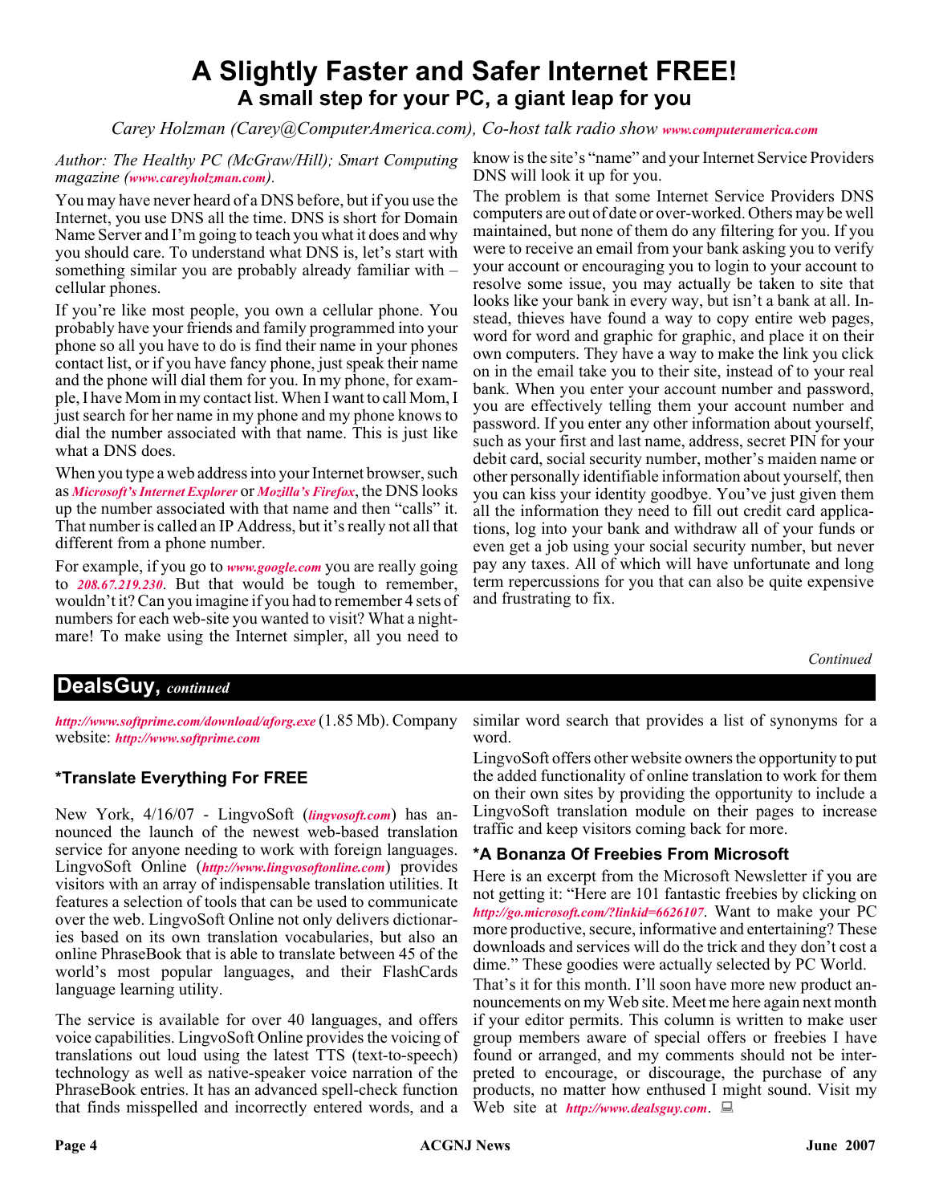# A Slightly Faster and Safer Internet FREE!

## A small step for your PC, a giant leap for you

*Carey Holzman (Carey@ComputerAmerica.com), Co-host talk radio show www.computeramerica.com*

*Author: The Healthy PC (McGraw/Hill); Smart Computing magazine (www.careyholzman.com).*

You may have never heard of a DNS before, but if you use the Internet, you use DNS all the time. DNS is short for Domain Name Server and I'm going to teach you what it does and why you should care. To understand what DNS is, let's start with something similar you are probably already familiar with – cellular phones.

If you're like most people, you own a cellular phone. You probably have your friends and family programmed into your phone so all you have to do is find their name in your phones contact list, or if you have fancy phone, just speak their name and the phone will dial them for you. In my phone, for example, I have Mom in my contact list. When I want to call Mom, I just search for her name in my phone and my phone knows to dial the number associated with that name. This is just like what a DNS does.

When you type a web address into your Internet browser, such as *Microsoft's Internet Explorer* or *Mozilla's Firefox*, the DNS looks up the number associated with that name and then "calls" it. That number is called an IP Address, but it's really not all that different from a phone number.

For example, if you go to *www.google.com* you are really going to *208.67.219.230*. But that would be tough to remember, wouldn't it? Can you imagine if you had to remember 4 sets of numbers for each web-site you wanted to visit? What a nightmare! To make using the Internet simpler, all you need to know is the site's "name" and your Internet Service Providers DNS will look it up for you.

The problem is that some Internet Service Providers DNS computers are out of date or over-worked. Others may be well maintained, but none of them do any filtering for you. If you were to receive an email from your bank asking you to verify your account or encouraging you to login to your account to resolve some issue, you may actually be taken to site that looks like your bank in every way, but isn't a bank at all. Instead, thieves have found a way to copy entire web pages, word for word and graphic for graphic, and place it on their own computers. They have a way to make the link you click on in the email take you to their site, instead of to your real bank. When you enter your account number and password, you are effectively telling them your account number and password. If you enter any other information about yourself, such as your first and last name, address, secret PIN for your debit card, social security number, mother's maiden name or other personally identifiable information about yourself, then you can kiss your identity goodbye. You've just given them all the information they need to fill out credit card applications, log into your bank and withdraw all of your funds or even get a job using your social security number, but never pay any taxes. All of which will have unfortunate and long term repercussions for you that can also be quite expensive and frustrating to fix.

*Continued*

## DealsGuy, *continued*

*http://www.softprime.com/download/aforg.exe* (1.85 Mb). Company website: *http://www.softprime.com*

### *Translate Everything For FREE

New York, 4/16/07 - LingvoSoft (*lingvosoft.com*) has announced the launch of the newest web-based translation service for anyone needing to work with foreign languages. LingvoSoft Online (*http://www.lingvosoftonline.com*) provides visitors with an array of indispensable translation utilities. It features a selection of tools that can be used to communicate over the web. LingvoSoft Online not only delivers dictionaries based on its own translation vocabularies, but also an online PhraseBook that is able to translate between 45 of the world's most popular languages, and their FlashCards language learning utility.

The service is available for over 40 languages, and offers voice capabilities. LingvoSoft Online provides the voicing of translations out loud using the latest TTS (text-to-speech) technology as well as native-speaker voice narration of the PhraseBook entries. It has an advanced spell-check function that finds misspelled and incorrectly entered words, and a similar word search that provides a list of synonyms for a word.

LingvoSoft offers other website owners the opportunity to put the added functionality of online translation to work for them on their own sites by providing the opportunity to include a LingvoSoft translation module on their pages to increase traffic and keep visitors coming back for more.

### *A Bonanza Of Freebies From Microsoft

Here is an excerpt from the Microsoft Newsletter if you are not getting it: "Here are 101 fantastic freebies by clicking on *http://go.microsoft.com/?linkid=6626107*. Want to make your PC more productive, secure, informative and entertaining? These downloads and services will do the trick and they don't cost a dime." These goodies were actually selected by PC World.

That's it for this month. I'll soon have more new product announcements on my Web site. Meet me here again next month if your editor permits. This column is written to make user group members aware of special offers or freebies I have found or arranged, and my comments should not be interpreted to encourage, or discourage, the purchase of any products, no matter how enthused I might sound. Visit my Web site at *http://www.dealsguy.com*.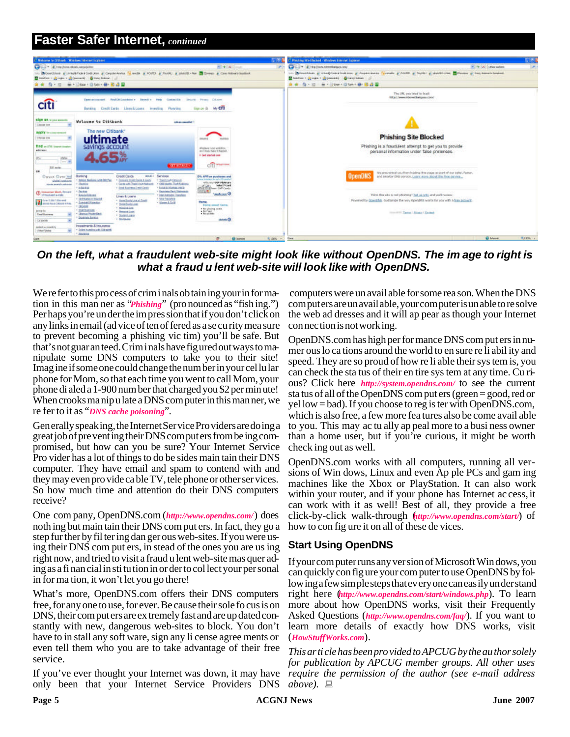# Faster Safer Internet, *continued*

***On the left, what a fraudulent web-site might look like without OpenDNS. The image to right is what a fraudulent web-site will look like with OpenDNS.***

We refer to this process of criminals obtaining your information in this manner as "*Phishing*" (pronounced as "fishing.") Perhaps you're under the impression that if you don't click on any links in email (advice often offered as a security measure to prevent becoming a phishing victim) you'll be safe. But that's not guaranteed. Criminals have figured out ways to manipulate some DNS computers to take you to their site! Imagine if someone could change the number in your cellular phone for Mom, so that each time you went to call Mom, your phone dialed a 1-900 number that charged you $2 per minute! When crooks manipulate a DNS computer in this manner, we refer to it as "*DNS cache poisoning*".

Generally speaking, the Internet Service Providers are doing a great job of preventing their DNS computers from being compromised, but how can you be sure? Your Internet Service Provider has a lot of things to do besides maintain their DNS computer. They have email and spam to contend with and they may even provide cable TV, telephone or other services. So how much time and attention do their DNS computers receive?

One company, OpenDNS.com (*http://www.opendns.com/*) does nothing but maintain their DNS computers. In fact, they go a step further by filtering dangerous web-sites. If you were using their DNS computers, instead of the ones you are using right now, and tried to visit a fraudulent web-site masquerading as a financial institution in order to collect your personal information, it won't let you go there!

What's more, OpenDNS.com offers their DNS computers free, for anyone to use, forever. Because their sole focus is on DNS, their computers are extremely fast and are updated constantly with new, dangerous web-sites to block. You don't have to install any software, sign any license agreements or even tell them who you are to take advantage of their free service.

If you've ever thought your Internet was down, it may have only been that your Internet Service Providers DNS computers were unavailable for some reason. When the DNS computers are unavailable, your computer is unable to resolve the web addresses and it will appear as though your Internet connection is not working.

OpenDNS.com has high performance DNS computers in numerous locations around the world to ensure reliability and speed. They are so proud of how reliable their system is, you can check the status of their entire system at any time. Curious? Click here *http://system.opendns.com/* to see the current status of all of the OpenDNS computers (green = good, red or yellow = bad). If you choose to register with OpenDNS.com, which is also free, a few more features also become available to you. This may actually appeal more to a business owner than a home user, but if you're curious, it might be worth checking out as well.

OpenDNS.com works with all computers, running all versions of Windows, Linux and even Apple PCs and gaming machines like the Xbox or PlayStation. It can also work within your router, and if your phone has Internet access, it can work with it as well! Best of all, they provide a free click-by-click walk-through (*http://www.opendns.com/start/*) of how to configure it on all of these devices.

## Start Using OpenDNS

If your computer runs any version of Microsoft Windows, you can quickly configure your computer to use OpenDNS by following a few simple steps that everyone can easily understand right here (*http://www.opendns.com/start/windows.php*). To learn more about how OpenDNS works, visit their Frequently Asked Questions (*http://www.opendns.com/faq/*). If you want to learn more details of exactly how DNS works, visit (*HowStuffWorks.com*).

*This article has been provided to APCUG by the author solely for publication by APCUG member groups. All other uses require the permission of the author (see e-mail address above).*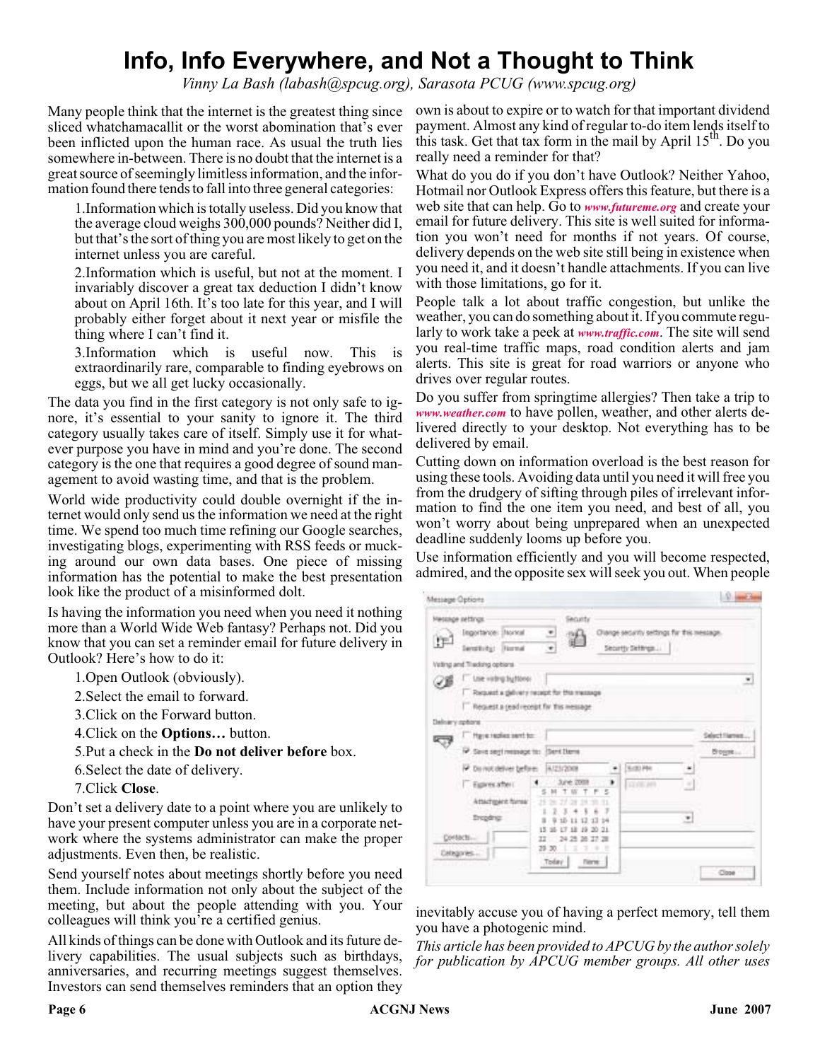# Info, Info Everywhere, and Not a Thought to Think

*Vinny La Bash (labash@spcug.org), Sarasota PCUG (www.spcug.org)*

Many people think that the internet is the greatest thing since sliced whatchamacallit or the worst abomination that's ever been inflicted upon the human race. As usual the truth lies somewhere in-between. There is no doubt that the internet is a great source of seemingly limitless information, and the information found there tends to fall into three general categories:

1. Information which is totally useless. Did you know that the average cloud weighs 300,000 pounds? Neither did I, but that's the sort of thing you are most likely to get on the internet unless you are careful.
2. Information which is useful, but not at the moment. I invariably discover a great tax deduction I didn't know about on April 16th. It's too late for this year, and I will probably either forget about it next year or misfile the thing where I can't find it.
3. Information which is useful now. This is extraordinarily rare, comparable to finding eyebrows on eggs, but we all get lucky occasionally.

The data you find in the first category is not only safe to ignore, it's essential to your sanity to ignore it. The third category usually takes care of itself. Simply use it for whatever purpose you have in mind and you're done. The second category is the one that requires a good degree of sound management to avoid wasting time, and that is the problem.

World wide productivity could double overnight if the internet would only send us the information we need at the right time. We spend too much time refining our Google searches, investigating blogs, experimenting with RSS feeds or mucking around our own data bases. One piece of missing information has the potential to make the best presentation look like the product of a misinformed dolt.

Is having the information you need when you need it nothing more than a World Wide Web fantasy? Perhaps not. Did you know that you can set a reminder email for future delivery in Outlook? Here's how to do it:

1. Open Outlook (obviously).
2. Select the email to forward.
3. Click on the Forward button.
4. Click on the **Options…** button.
5. Put a check in the **Do not deliver before** box.
6. Select the date of delivery.
7. Click **Close**.

Don't set a delivery date to a point where you are unlikely to have your present computer unless you are in a corporate network where the systems administrator can make the proper adjustments. Even then, be realistic.

Send yourself notes about meetings shortly before you need them. Include information not only about the subject of the meeting, but about the people attending with you. Your colleagues will think you're a certified genius.

All kinds of things can be done with Outlook and its future delivery capabilities. The usual subjects such as birthdays, anniversaries, and recurring meetings suggest themselves. Investors can send themselves reminders that an option they own is about to expire or to watch for that important dividend payment. Almost any kind of regular to-do item lends itself to this task. Get that tax form in the mail by April 15th. Do you really need a reminder for that?

What do you do if you don't have Outlook? Neither Yahoo, Hotmail nor Outlook Express offers this feature, but there is a web site that can help. Go to *www.futureme.org* and create your email for future delivery. This site is well suited for information you won't need for months if not years. Of course, delivery depends on the web site still being in existence when you need it, and it doesn't handle attachments. If you can live with those limitations, go for it.

People talk a lot about traffic congestion, but unlike the weather, you can do something about it. If you commute regularly to work take a peek at *www.traffic.com*. The site will send you real-time traffic maps, road condition alerts and jam alerts. This site is great for road warriors or anyone who drives over regular routes.

Do you suffer from springtime allergies? Then take a trip to *www.weather.com* to have pollen, weather, and other alerts delivered directly to your desktop. Not everything has to be delivered by email.

Cutting down on information overload is the best reason for using these tools. Avoiding data until you need it will free you from the drudgery of sifting through piles of irrelevant information to find the one item you need, and best of all, you won't worry about being unprepared when an unexpected deadline suddenly looms up before you.

Use information efficiently and you will become respected, admired, and the opposite sex will seek you out. When people inevitably accuse you of having a perfect memory, tell them you have a photogenic mind.

*This article has been provided to APCUG by the author solely for publication by APCUG member groups. All other uses*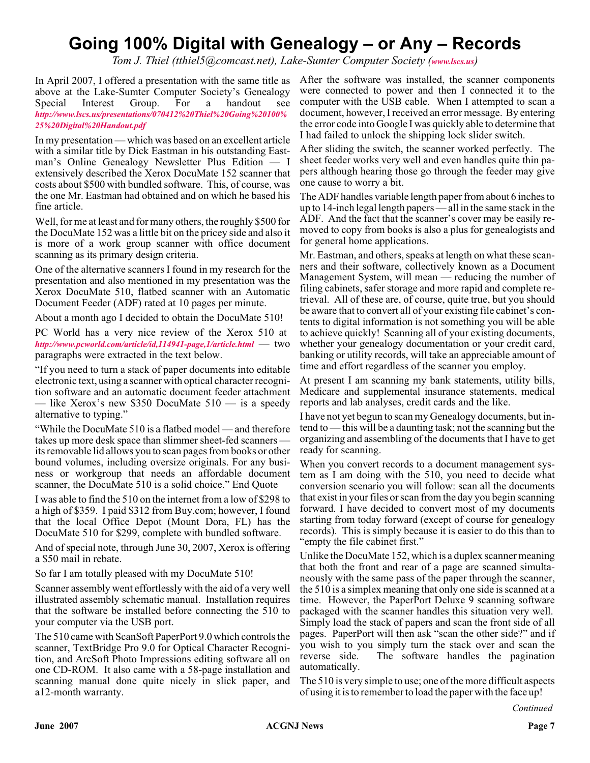# Going 100% Digital with Genealogy – or Any – Records

*Tom J. Thiel (tthiel5@comcast.net), Lake-Sumter Computer Society (www.lscs.us)*

In April 2007, I offered a presentation with the same title as above at the Lake-Sumter Computer Society's Genealogy Special Interest Group. For a handout see ***http://www.lscs.us/presentations/070412%20Thiel%20Going%20100%25%20Digital%20Handout.pdf***

In my presentation — which was based on an excellent article with a similar title by Dick Eastman in his outstanding Eastman's Online Genealogy Newsletter Plus Edition — I extensively described the Xerox DocuMate 152 scanner that costs about $500 with bundled software. This, of course, was the one Mr. Eastman had obtained and on which he based his fine article.

Well, for me at least and for many others, the roughly $500 for the DocuMate 152 was a little bit on the pricey side and also it is more of a work group scanner with office document scanning as its primary design criteria.

One of the alternative scanners I found in my research for the presentation and also mentioned in my presentation was the Xerox DocuMate 510, flatbed scanner with an Automatic Document Feeder (ADF) rated at 10 pages per minute.

About a month ago I decided to obtain the DocuMate 510!

PC World has a very nice review of the Xerox 510 at ***http://www.pcworld.com/article/id,114941-page,1/article.html*** — two paragraphs were extracted in the text below.

"If you need to turn a stack of paper documents into editable electronic text, using a scanner with optical character recognition software and an automatic document feeder attachment — like Xerox's new $350 DocuMate 510 — is a speedy alternative to typing."

"While the DocuMate 510 is a flatbed model — and therefore takes up more desk space than slimmer sheet-fed scanners — its removable lid allows you to scan pages from books or other bound volumes, including oversize originals. For any business or workgroup that needs an affordable document scanner, the DocuMate 510 is a solid choice." End Quote

I was able to find the 510 on the internet from a low of $298 to a high of $359. I paid $312 from Buy.com; however, I found that the local Office Depot (Mount Dora, FL) has the DocuMate 510 for $299, complete with bundled software.

And of special note, through June 30, 2007, Xerox is offering a $50 mail in rebate.

So far I am totally pleased with my DocuMate 510!

Scanner assembly went effortlessly with the aid of a very well illustrated assembly schematic manual. Installation requires that the software be installed before connecting the 510 to your computer via the USB port.

The 510 came with ScanSoft PaperPort 9.0 which controls the scanner, TextBridge Pro 9.0 for Optical Character Recognition, and ArcSoft Photo Impressions editing software all on one CD-ROM. It also came with a 58-page installation and scanning manual done quite nicely in slick paper, and a12-month warranty.

After the software was installed, the scanner components were connected to power and then I connected it to the computer with the USB cable. When I attempted to scan a document, however, I received an error message. By entering the error code into Google I was quickly able to determine that I had failed to unlock the shipping lock slider switch.

After sliding the switch, the scanner worked perfectly. The sheet feeder works very well and even handles quite thin papers although hearing those go through the feeder may give one cause to worry a bit.

The ADF handles variable length paper from about 6 inches to up to 14-inch legal length papers — all in the same stack in the ADF. And the fact that the scanner's cover may be easily removed to copy from books is also a plus for genealogists and for general home applications.

Mr. Eastman, and others, speaks at length on what these scanners and their software, collectively known as a Document Management System, will mean — reducing the number of filing cabinets, safer storage and more rapid and complete retrieval. All of these are, of course, quite true, but you should be aware that to convert all of your existing file cabinet's contents to digital information is not something you will be able to achieve quickly! Scanning all of your existing documents, whether your genealogy documentation or your credit card, banking or utility records, will take an appreciable amount of time and effort regardless of the scanner you employ.

At present I am scanning my bank statements, utility bills, Medicare and supplemental insurance statements, medical reports and lab analyses, credit cards and the like.

I have not yet begun to scan my Genealogy documents, but intend to — this will be a daunting task; not the scanning but the organizing and assembling of the documents that I have to get ready for scanning.

When you convert records to a document management system as I am doing with the 510, you need to decide what conversion scenario you will follow: scan all the documents that exist in your files or scan from the day you begin scanning forward. I have decided to convert most of my documents starting from today forward (except of course for genealogy records). This is simply because it is easier to do this than to "empty the file cabinet first."

Unlike the DocuMate 152, which is a duplex scanner meaning that both the front and rear of a page are scanned simultaneously with the same pass of the paper through the scanner, the 510 is a simplex meaning that only one side is scanned at a time. However, the PaperPort Deluxe 9 scanning software packaged with the scanner handles this situation very well. Simply load the stack of papers and scan the front side of all pages. PaperPort will then ask "scan the other side?" and if you wish to you simply turn the stack over and scan the reverse side. The software handles the pagination automatically.

The 510 is very simple to use; one of the more difficult aspects of using it is to remember to load the paper with the face up!

*Continued*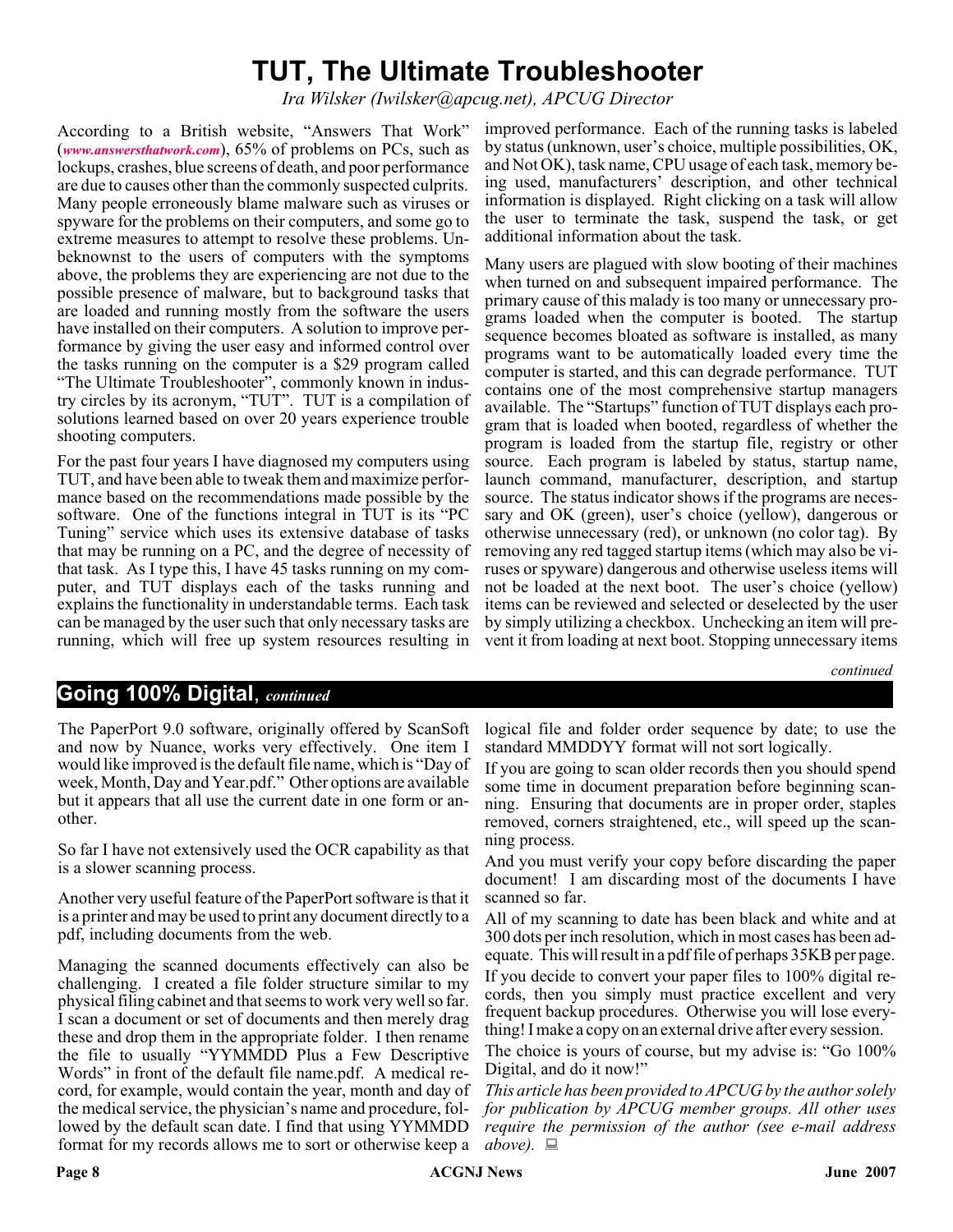# TUT, The Ultimate Troubleshooter

*Ira Wilsker (Iwilsker@apcug.net), APCUG Director*

According to a British website, "Answers That Work" (*www.answersthatwork.com*), 65% of problems on PCs, such as lockups, crashes, blue screens of death, and poor performance are due to causes other than the commonly suspected culprits. Many people erroneously blame malware such as viruses or spyware for the problems on their computers, and some go to extreme measures to attempt to resolve these problems. Unbeknownst to the users of computers with the symptoms above, the problems they are experiencing are not due to the possible presence of malware, but to background tasks that are loaded and running mostly from the software the users have installed on their computers. A solution to improve performance by giving the user easy and informed control over the tasks running on the computer is a $29 program called "The Ultimate Troubleshooter", commonly known in industry circles by its acronym, "TUT". TUT is a compilation of solutions learned based on over 20 years experience trouble shooting computers.

For the past four years I have diagnosed my computers using TUT, and have been able to tweak them and maximize performance based on the recommendations made possible by the software. One of the functions integral in TUT is its "PC Tuning" service which uses its extensive database of tasks that may be running on a PC, and the degree of necessity of that task. As I type this, I have 45 tasks running on my computer, and TUT displays each of the tasks running and explains the functionality in understandable terms. Each task can be managed by the user such that only necessary tasks are running, which will free up system resources resulting in improved performance. Each of the running tasks is labeled by status (unknown, user's choice, multiple possibilities, OK, and Not OK), task name, CPU usage of each task, memory being used, manufacturers' description, and other technical information is displayed. Right clicking on a task will allow the user to terminate the task, suspend the task, or get additional information about the task.

Many users are plagued with slow booting of their machines when turned on and subsequent impaired performance. The primary cause of this malady is too many or unnecessary programs loaded when the computer is booted. The startup sequence becomes bloated as software is installed, as many programs want to be automatically loaded every time the computer is started, and this can degrade performance. TUT contains one of the most comprehensive startup managers available. The "Startups" function of TUT displays each program that is loaded when booted, regardless of whether the program is loaded from the startup file, registry or other source. Each program is labeled by status, startup name, launch command, manufacturer, description, and startup source. The status indicator shows if the programs are necessary and OK (green), user's choice (yellow), dangerous or otherwise unnecessary (red), or unknown (no color tag). By removing any red tagged startup items (which may also be viruses or spyware) dangerous and otherwise useless items will not be loaded at the next boot. The user's choice (yellow) items can be reviewed and selected or deselected by the user by simply utilizing a checkbox. Unchecking an item will prevent it from loading at next boot. Stopping unnecessary items

*continued*

## Going 100% Digital, *continued*

The PaperPort 9.0 software, originally offered by ScanSoft and now by Nuance, works very effectively. One item I would like improved is the default file name, which is "Day of week, Month, Day and Year.pdf." Other options are available but it appears that all use the current date in one form or another.

So far I have not extensively used the OCR capability as that is a slower scanning process.

Another very useful feature of the PaperPort software is that it is a printer and may be used to print any document directly to a pdf, including documents from the web.

Managing the scanned documents effectively can also be challenging. I created a file folder structure similar to my physical filing cabinet and that seems to work very well so far. I scan a document or set of documents and then merely drag these and drop them in the appropriate folder. I then rename the file to usually "YYMMDD Plus a Few Descriptive Words" in front of the default file name.pdf. A medical record, for example, would contain the year, month and day of the medical service, the physician's name and procedure, followed by the default scan date. I find that using YYMMDD format for my records allows me to sort or otherwise keep a logical file and folder order sequence by date; to use the standard MMDDYY format will not sort logically.

If you are going to scan older records then you should spend some time in document preparation before beginning scanning. Ensuring that documents are in proper order, staples removed, corners straightened, etc., will speed up the scanning process.

And you must verify your copy before discarding the paper document! I am discarding most of the documents I have scanned so far.

All of my scanning to date has been black and white and at 300 dots per inch resolution, which in most cases has been adequate. This will result in a pdf file of perhaps 35KB per page.

If you decide to convert your paper files to 100% digital records, then you simply must practice excellent and very frequent backup procedures. Otherwise you will lose everything! I make a copy on an external drive after every session.

The choice is yours of course, but my advise is: "Go 100% Digital, and do it now!"

*This article has been provided to APCUG by the author solely for publication by APCUG member groups. All other uses require the permission of the author (see e-mail address above).*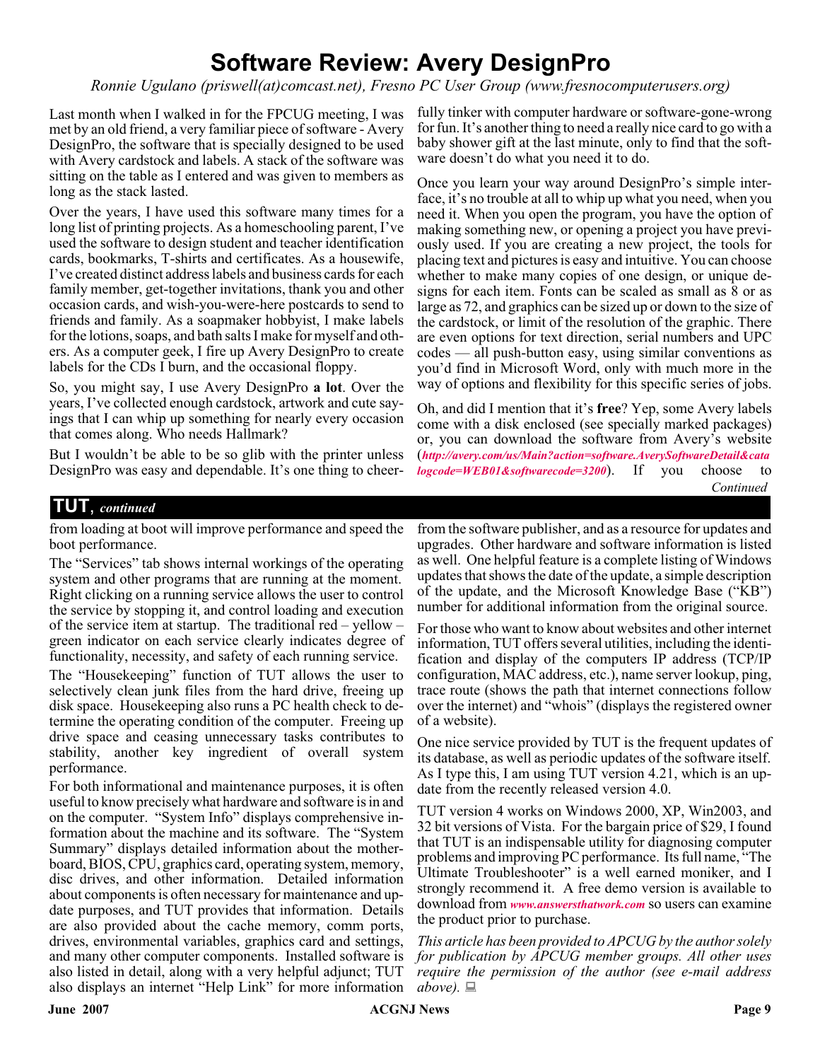# Software Review: Avery DesignPro

*Ronnie Ugulano (priswell(at)comcast.net), Fresno PC User Group (www.fresnocomputerusers.org)*

Last month when I walked in for the FPCUG meeting, I was met by an old friend, a very familiar piece of software - Avery DesignPro, the software that is specially designed to be used with Avery cardstock and labels. A stack of the software was sitting on the table as I entered and was given to members as long as the stack lasted.

Over the years, I have used this software many times for a long list of printing projects. As a homeschooling parent, I've used the software to design student and teacher identification cards, bookmarks, T-shirts and certificates. As a housewife, I've created distinct address labels and business cards for each family member, get-together invitations, thank you and other occasion cards, and wish-you-were-here postcards to send to friends and family. As a soapmaker hobbyist, I make labels for the lotions, soaps, and bath salts I make for myself and others. As a computer geek, I fire up Avery DesignPro to create labels for the CDs I burn, and the occasional floppy.

So, you might say, I use Avery DesignPro **a lot**. Over the years, I've collected enough cardstock, artwork and cute sayings that I can whip up something for nearly every occasion that comes along. Who needs Hallmark?

But I wouldn't be able to be so glib with the printer unless DesignPro was easy and dependable. It's one thing to cheerfully tinker with computer hardware or software-gone-wrong for fun. It's another thing to need a really nice card to go with a baby shower gift at the last minute, only to find that the software doesn't do what you need it to do.

Once you learn your way around DesignPro's simple interface, it's no trouble at all to whip up what you need, when you need it. When you open the program, you have the option of making something new, or opening a project you have previously used. If you are creating a new project, the tools for placing text and pictures is easy and intuitive. You can choose whether to make many copies of one design, or unique designs for each item. Fonts can be scaled as small as 8 or as large as 72, and graphics can be sized up or down to the size of the cardstock, or limit of the resolution of the graphic. There are even options for text direction, serial numbers and UPC codes — all push-button easy, using similar conventions as you'd find in Microsoft Word, only with much more in the way of options and flexibility for this specific series of jobs.

Oh, and did I mention that it's **free**? Yep, some Avery labels come with a disk enclosed (see specially marked packages) or, you can download the software from Avery's website (***http://avery.com/us/Main?action=software.AverySoftwareDetail&catalogcode=WEB01&softwarecode=3200***). If you choose to

*Continued*

## TUT, *continued*

from loading at boot will improve performance and speed the boot performance.

The "Services" tab shows internal workings of the operating system and other programs that are running at the moment. Right clicking on a running service allows the user to control the service by stopping it, and control loading and execution of the service item at startup. The traditional red – yellow – green indicator on each service clearly indicates degree of functionality, necessity, and safety of each running service.

The "Housekeeping" function of TUT allows the user to selectively clean junk files from the hard drive, freeing up disk space. Housekeeping also runs a PC health check to determine the operating condition of the computer. Freeing up drive space and ceasing unnecessary tasks contributes to stability, another key ingredient of overall system performance.

For both informational and maintenance purposes, it is often useful to know precisely what hardware and software is in and on the computer. "System Info" displays comprehensive information about the machine and its software. The "System Summary" displays detailed information about the motherboard, BIOS, CPU, graphics card, operating system, memory, disc drives, and other information. Detailed information about components is often necessary for maintenance and update purposes, and TUT provides that information. Details are also provided about the cache memory, comm ports, drives, environmental variables, graphics card and settings, and many other computer components. Installed software is also listed in detail, along with a very helpful adjunct; TUT also displays an internet "Help Link" for more information from the software publisher, and as a resource for updates and upgrades. Other hardware and software information is listed as well. One helpful feature is a complete listing of Windows updates that shows the date of the update, a simple description of the update, and the Microsoft Knowledge Base ("KB") number for additional information from the original source.

For those who want to know about websites and other internet information, TUT offers several utilities, including the identification and display of the computers IP address (TCP/IP configuration, MAC address, etc.), name server lookup, ping, trace route (shows the path that internet connections follow over the internet) and "whois" (displays the registered owner of a website).

One nice service provided by TUT is the frequent updates of its database, as well as periodic updates of the software itself. As I type this, I am using TUT version 4.21, which is an update from the recently released version 4.0.

TUT version 4 works on Windows 2000, XP, Win2003, and 32 bit versions of Vista. For the bargain price of $29, I found that TUT is an indispensable utility for diagnosing computer problems and improving PC performance. Its full name, "The Ultimate Troubleshooter" is a well earned moniker, and I strongly recommend it. A free demo version is available to download from ***www.answersthatwork.com*** so users can examine the product prior to purchase.

*This article has been provided to APCUG by the author solely for publication by APCUG member groups. All other uses require the permission of the author (see e-mail address above).*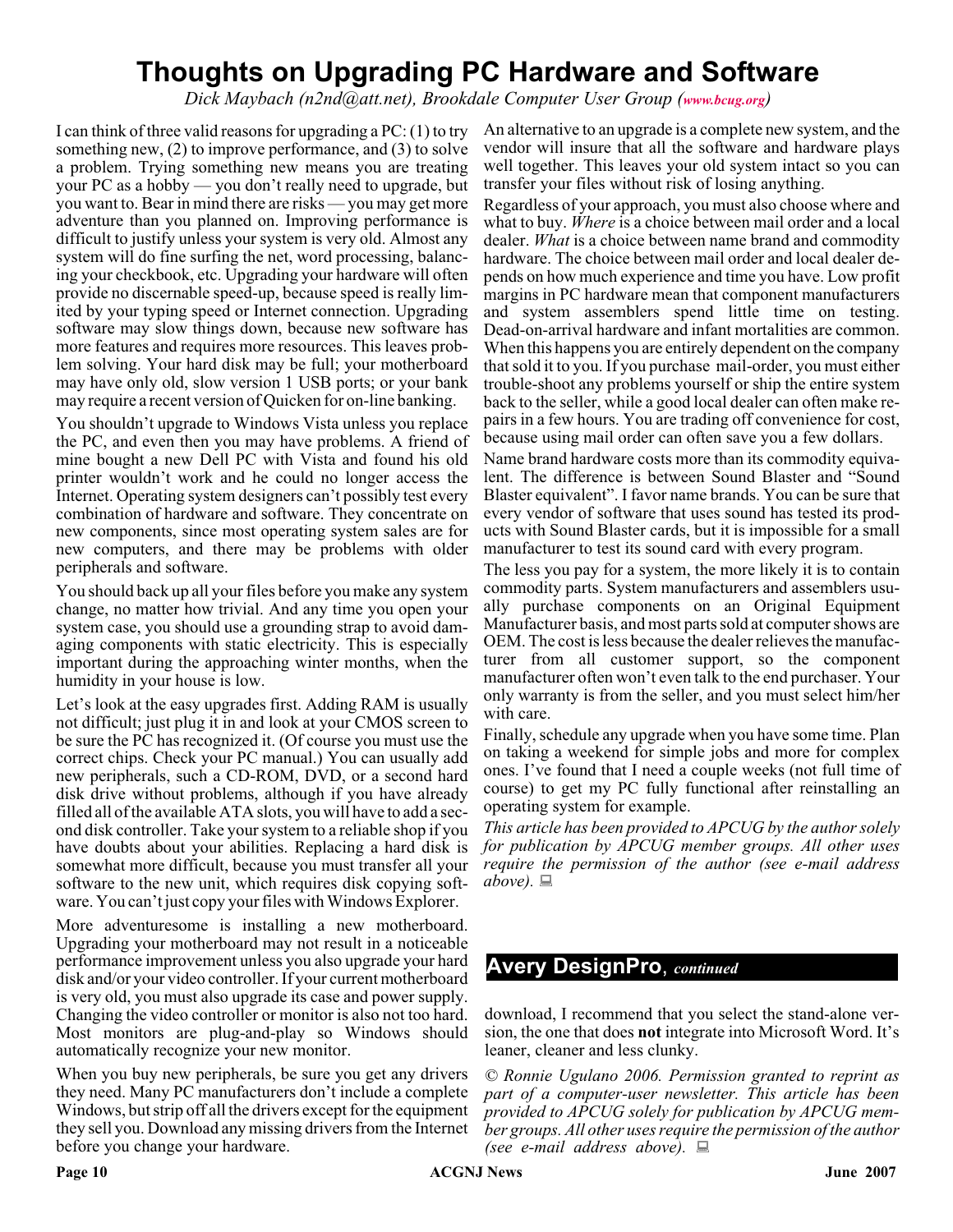# Thoughts on Upgrading PC Hardware and Software

*Dick Maybach (n2nd@att.net), Brookdale Computer User Group (www.bcug.org)*

I can think of three valid reasons for upgrading a PC: (1) to try something new, (2) to improve performance, and (3) to solve a problem. Trying something new means you are treating your PC as a hobby — you don't really need to upgrade, but you want to. Bear in mind there are risks — you may get more adventure than you planned on. Improving performance is difficult to justify unless your system is very old. Almost any system will do fine surfing the net, word processing, balancing your checkbook, etc. Upgrading your hardware will often provide no discernable speed-up, because speed is really limited by your typing speed or Internet connection. Upgrading software may slow things down, because new software has more features and requires more resources. This leaves problem solving. Your hard disk may be full; your motherboard may have only old, slow version 1 USB ports; or your bank may require a recent version of Quicken for on-line banking.

You shouldn't upgrade to Windows Vista unless you replace the PC, and even then you may have problems. A friend of mine bought a new Dell PC with Vista and found his old printer wouldn't work and he could no longer access the Internet. Operating system designers can't possibly test every combination of hardware and software. They concentrate on new components, since most operating system sales are for new computers, and there may be problems with older peripherals and software.

You should back up all your files before you make any system change, no matter how trivial. And any time you open your system case, you should use a grounding strap to avoid damaging components with static electricity. This is especially important during the approaching winter months, when the humidity in your house is low.

Let's look at the easy upgrades first. Adding RAM is usually not difficult; just plug it in and look at your CMOS screen to be sure the PC has recognized it. (Of course you must use the correct chips. Check your PC manual.) You can usually add new peripherals, such a CD-ROM, DVD, or a second hard disk drive without problems, although if you have already filled all of the available ATA slots, you will have to add a second disk controller. Take your system to a reliable shop if you have doubts about your abilities. Replacing a hard disk is somewhat more difficult, because you must transfer all your software to the new unit, which requires disk copying software. You can't just copy your files with Windows Explorer.

More adventuresome is installing a new motherboard. Upgrading your motherboard may not result in a noticeable performance improvement unless you also upgrade your hard disk and/or your video controller. If your current motherboard is very old, you must also upgrade its case and power supply. Changing the video controller or monitor is also not too hard. Most monitors are plug-and-play so Windows should automatically recognize your new monitor.

When you buy new peripherals, be sure you get any drivers they need. Many PC manufacturers don't include a complete Windows, but strip off all the drivers except for the equipment they sell you. Download any missing drivers from the Internet before you change your hardware.

An alternative to an upgrade is a complete new system, and the vendor will insure that all the software and hardware plays well together. This leaves your old system intact so you can transfer your files without risk of losing anything.

Regardless of your approach, you must also choose where and what to buy. *Where* is a choice between mail order and a local dealer. *What* is a choice between name brand and commodity hardware. The choice between mail order and local dealer depends on how much experience and time you have. Low profit margins in PC hardware mean that component manufacturers and system assemblers spend little time on testing. Dead-on-arrival hardware and infant mortalities are common. When this happens you are entirely dependent on the company that sold it to you. If you purchase mail-order, you must either trouble-shoot any problems yourself or ship the entire system back to the seller, while a good local dealer can often make repairs in a few hours. You are trading off convenience for cost, because using mail order can often save you a few dollars.

Name brand hardware costs more than its commodity equivalent. The difference is between Sound Blaster and "Sound Blaster equivalent". I favor name brands. You can be sure that every vendor of software that uses sound has tested its products with Sound Blaster cards, but it is impossible for a small manufacturer to test its sound card with every program.

The less you pay for a system, the more likely it is to contain commodity parts. System manufacturers and assemblers usually purchase components on an Original Equipment Manufacturer basis, and most parts sold at computer shows are OEM. The cost is less because the dealer relieves the manufacturer from all customer support, so the component manufacturer often won't even talk to the end purchaser. Your only warranty is from the seller, and you must select him/her with care.

Finally, schedule any upgrade when you have some time. Plan on taking a weekend for simple jobs and more for complex ones. I've found that I need a couple weeks (not full time of course) to get my PC fully functional after reinstalling an operating system for example.

*This article has been provided to APCUG by the author solely for publication by APCUG member groups. All other uses require the permission of the author (see e-mail address above).*

## Avery DesignPro, *continued*

download, I recommend that you select the stand-alone version, the one that does **not** integrate into Microsoft Word. It's leaner, cleaner and less clunky.

*© Ronnie Ugulano 2006. Permission granted to reprint as part of a computer-user newsletter. This article has been provided to APCUG solely for publication by APCUG member groups. All other uses require the permission of the author (see e-mail address above).*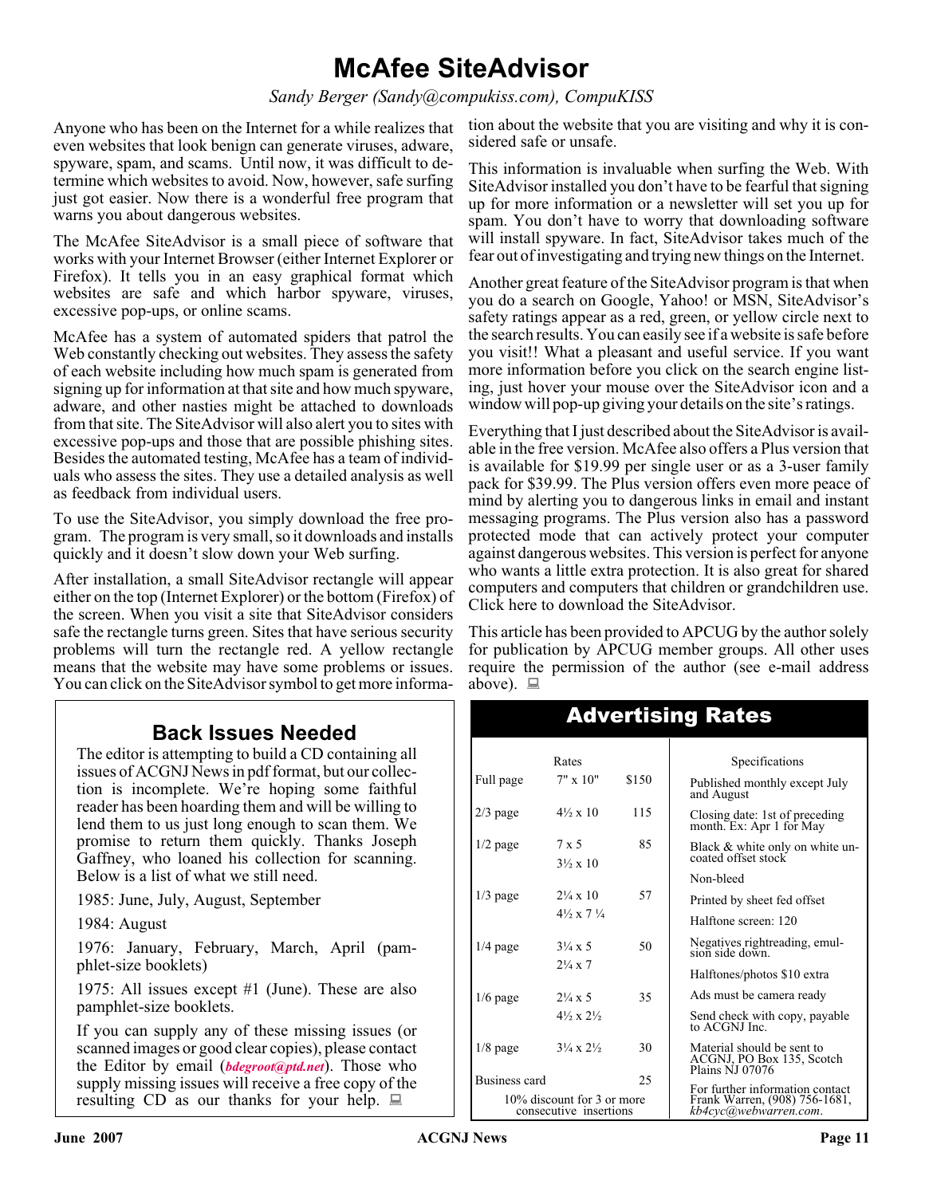# McAfee SiteAdvisor

*Sandy Berger (Sandy@compukiss.com), CompuKISS*

Anyone who has been on the Internet for a while realizes that even websites that look benign can generate viruses, adware, spyware, spam, and scams. Until now, it was difficult to determine which websites to avoid. Now, however, safe surfing just got easier. Now there is a wonderful free program that warns you about dangerous websites.

The McAfee SiteAdvisor is a small piece of software that works with your Internet Browser (either Internet Explorer or Firefox). It tells you in an easy graphical format which websites are safe and which harbor spyware, viruses, excessive pop-ups, or online scams.

McAfee has a system of automated spiders that patrol the Web constantly checking out websites. They assess the safety of each website including how much spam is generated from signing up for information at that site and how much spyware, adware, and other nasties might be attached to downloads from that site. The SiteAdvisor will also alert you to sites with excessive pop-ups and those that are possible phishing sites. Besides the automated testing, McAfee has a team of individuals who assess the sites. They use a detailed analysis as well as feedback from individual users.

To use the SiteAdvisor, you simply download the free program. The program is very small, so it downloads and installs quickly and it doesn't slow down your Web surfing.

After installation, a small SiteAdvisor rectangle will appear either on the top (Internet Explorer) or the bottom (Firefox) of the screen. When you visit a site that SiteAdvisor considers safe the rectangle turns green. Sites that have serious security problems will turn the rectangle red. A yellow rectangle means that the website may have some problems or issues. You can click on the SiteAdvisor symbol to get more information about the website that you are visiting and why it is considered safe or unsafe.

This information is invaluable when surfing the Web. With SiteAdvisor installed you don't have to be fearful that signing up for more information or a newsletter will set you up for spam. You don't have to worry that downloading software will install spyware. In fact, SiteAdvisor takes much of the fear out of investigating and trying new things on the Internet.

Another great feature of the SiteAdvisor program is that when you do a search on Google, Yahoo! or MSN, SiteAdvisor's safety ratings appear as a red, green, or yellow circle next to the search results. You can easily see if a website is safe before you visit!! What a pleasant and useful service. If you want more information before you click on the search engine listing, just hover your mouse over the SiteAdvisor icon and a window will pop-up giving your details on the site's ratings.

Everything that I just described about the SiteAdvisor is available in the free version. McAfee also offers a Plus version that is available for $19.99 per single user or as a 3-user family pack for $39.99. The Plus version offers even more peace of mind by alerting you to dangerous links in email and instant messaging programs. The Plus version also has a password protected mode that can actively protect your computer against dangerous websites. This version is perfect for anyone who wants a little extra protection. It is also great for shared computers and computers that children or grandchildren use. Click here to download the SiteAdvisor.

This article has been provided to APCUG by the author solely for publication by APCUG member groups. All other uses require the permission of the author (see e-mail address above).

## Back Issues Needed

The editor is attempting to build a CD containing all issues of ACGNJ News in pdf format, but our collection is incomplete. We're hoping some faithful reader has been hoarding them and will be willing to lend them to us just long enough to scan them. We promise to return them quickly. Thanks Joseph Gaffney, who loaned his collection for scanning. Below is a list of what we still need.

1985: June, July, August, September

1984: August

1976: January, February, March, April (pamphlet-size booklets)

1975: All issues except #1 (June). These are also pamphlet-size booklets.

If you can supply any of these missing issues (or scanned images or good clear copies), please contact the Editor by email (***bdegroot@ptd.net***). Those who supply missing issues will receive a free copy of the resulting CD as our thanks for your help.

## Advertising Rates

| | Rates | |
|---|---|---|
| Full page | 7" x 10" | $150 |
| 2/3 page | 4½ x 10 | 115 |
| 1/2 page | 7 x 5<br>3½ x 10 | 85 |
| 1/3 page | 2¼ x 10<br>4½ x 7 ¼ | 57 |
| 1/4 page | 3¼ x 5<br>2¼ x 7 | 50 |
| 1/6 page | 2¼ x 5<br>4½ x 2½ | 35 |
| 1/8 page | 3¼ x 2½ | 30 |
| Business card | | 25 |

10% discount for 3 or more consecutive insertions

**Specifications**

- Published monthly except July and August
- Closing date: 1st of preceding month. Ex: Apr 1 for May
- Black & white only on white uncoated offset stock
- Non-bleed
- Printed by sheet fed offset
- Halftone screen: 120
- Negatives rightreading, emulsion side down.
- Halftones/photos $10 extra
- Ads must be camera ready
- Send check with copy, payable to ACGNJ Inc.
- Material should be sent to ACGNJ, PO Box 135, Scotch Plains NJ 07076
- For further information contact Frank Warren, (908) 756-1681, *kb4cyc@webwarren.com*.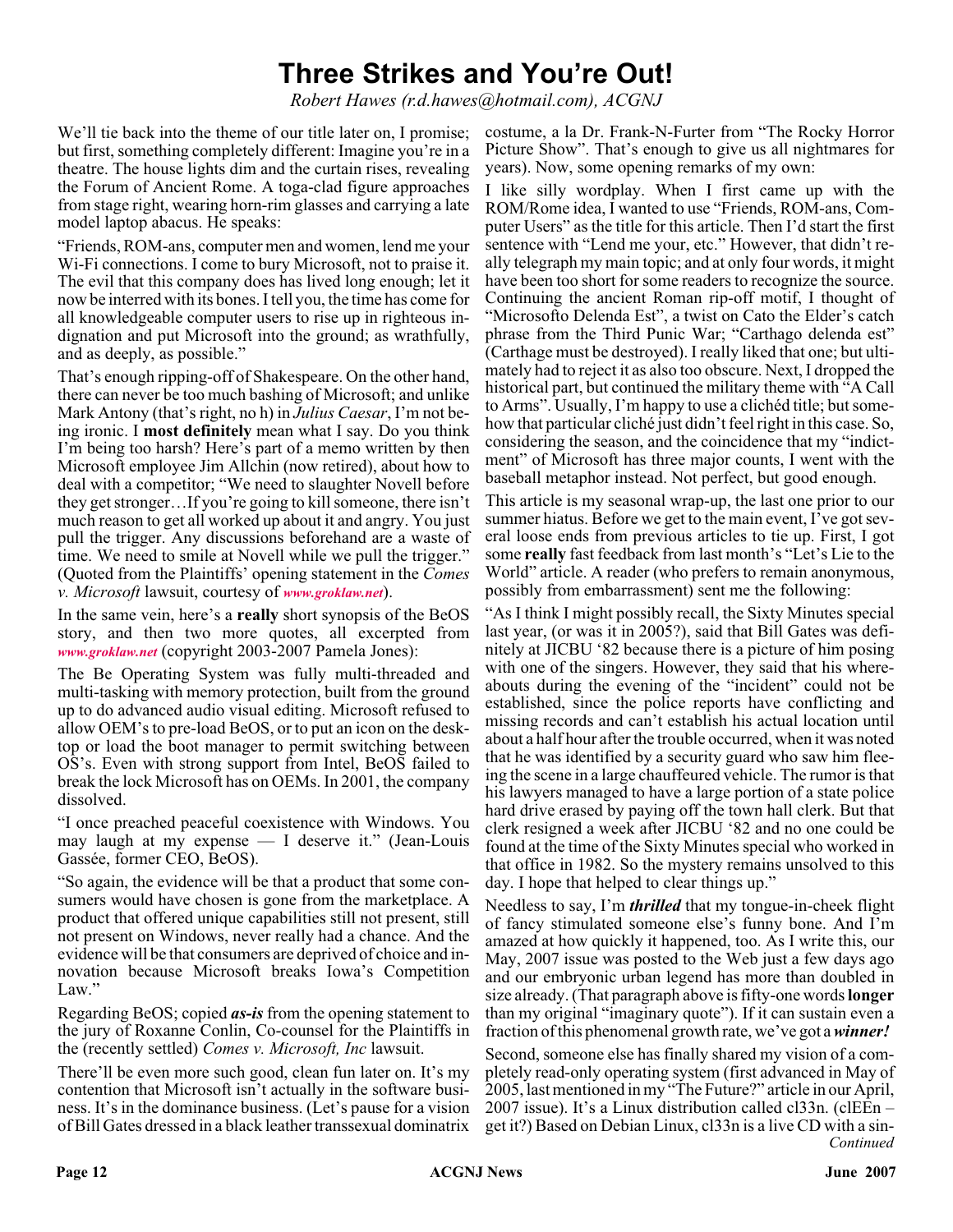# Three Strikes and You're Out!

*Robert Hawes (r.d.hawes@hotmail.com), ACGNJ*

We'll tie back into the theme of our title later on, I promise; but first, something completely different: Imagine you're in a theatre. The house lights dim and the curtain rises, revealing the Forum of Ancient Rome. A toga-clad figure approaches from stage right, wearing horn-rim glasses and carrying a late model laptop abacus. He speaks:

"Friends, ROM-ans, computer men and women, lend me your Wi-Fi connections. I come to bury Microsoft, not to praise it. The evil that this company does has lived long enough; let it now be interred with its bones. I tell you, the time has come for all knowledgeable computer users to rise up in righteous indignation and put Microsoft into the ground; as wrathfully, and as deeply, as possible."

That's enough ripping-off of Shakespeare. On the other hand, there can never be too much bashing of Microsoft; and unlike Mark Antony (that's right, no h) in *Julius Caesar*, I'm not being ironic. I **most definitely** mean what I say. Do you think I'm being too harsh? Here's part of a memo written by then Microsoft employee Jim Allchin (now retired), about how to deal with a competitor; "We need to slaughter Novell before they get stronger…If you're going to kill someone, there isn't much reason to get all worked up about it and angry. You just pull the trigger. Any discussions beforehand are a waste of time. We need to smile at Novell while we pull the trigger." (Quoted from the Plaintiffs' opening statement in the *Comes v. Microsoft* lawsuit, courtesy of *www.groklaw.net*).

In the same vein, here's a **really** short synopsis of the BeOS story, and then two more quotes, all excerpted from *www.groklaw.net* (copyright 2003-2007 Pamela Jones):

The Be Operating System was fully multi-threaded and multi-tasking with memory protection, built from the ground up to do advanced audio visual editing. Microsoft refused to allow OEM's to pre-load BeOS, or to put an icon on the desktop or load the boot manager to permit switching between OS's. Even with strong support from Intel, BeOS failed to break the lock Microsoft has on OEMs. In 2001, the company dissolved.

"I once preached peaceful coexistence with Windows. You may laugh at my expense — I deserve it." (Jean-Louis Gassée, former CEO, BeOS).

"So again, the evidence will be that a product that some consumers would have chosen is gone from the marketplace. A product that offered unique capabilities still not present, still not present on Windows, never really had a chance. And the evidence will be that consumers are deprived of choice and innovation because Microsoft breaks Iowa's Competition Law."

Regarding BeOS; copied ***as-is*** from the opening statement to the jury of Roxanne Conlin, Co-counsel for the Plaintiffs in the (recently settled) *Comes v. Microsoft, Inc* lawsuit.

There'll be even more such good, clean fun later on. It's my contention that Microsoft isn't actually in the software business. It's in the dominance business. (Let's pause for a vision of Bill Gates dressed in a black leather transsexual dominatrix costume, a la Dr. Frank-N-Furter from "The Rocky Horror Picture Show". That's enough to give us all nightmares for years). Now, some opening remarks of my own:

I like silly wordplay. When I first came up with the ROM/Rome idea, I wanted to use "Friends, ROM-ans, Computer Users" as the title for this article. Then I'd start the first sentence with "Lend me your, etc." However, that didn't really telegraph my main topic; and at only four words, it might have been too short for some readers to recognize the source. Continuing the ancient Roman rip-off motif, I thought of "Microsofto Delenda Est", a twist on Cato the Elder's catch phrase from the Third Punic War; "Carthago delenda est" (Carthage must be destroyed). I really liked that one; but ultimately had to reject it as also too obscure. Next, I dropped the historical part, but continued the military theme with "A Call to Arms". Usually, I'm happy to use a clichéd title; but somehow that particular cliché just didn't feel right in this case. So, considering the season, and the coincidence that my "indictment" of Microsoft has three major counts, I went with the baseball metaphor instead. Not perfect, but good enough.

This article is my seasonal wrap-up, the last one prior to our summer hiatus. Before we get to the main event, I've got several loose ends from previous articles to tie up. First, I got some **really** fast feedback from last month's "Let's Lie to the World" article. A reader (who prefers to remain anonymous, possibly from embarrassment) sent me the following:

"As I think I might possibly recall, the Sixty Minutes special last year, (or was it in 2005?), said that Bill Gates was definitely at JICBU '82 because there is a picture of him posing with one of the singers. However, they said that his whereabouts during the evening of the "incident" could not be established, since the police reports have conflicting and missing records and can't establish his actual location until about a half hour after the trouble occurred, when it was noted that he was identified by a security guard who saw him fleeing the scene in a large chauffeured vehicle. The rumor is that his lawyers managed to have a large portion of a state police hard drive erased by paying off the town hall clerk. But that clerk resigned a week after JICBU '82 and no one could be found at the time of the Sixty Minutes special who worked in that office in 1982. So the mystery remains unsolved to this day. I hope that helped to clear things up."

Needless to say, I'm ***thrilled*** that my tongue-in-cheek flight of fancy stimulated someone else's funny bone. And I'm amazed at how quickly it happened, too. As I write this, our May, 2007 issue was posted to the Web just a few days ago and our embryonic urban legend has more than doubled in size already. (That paragraph above is fifty-one words **longer** than my original "imaginary quote"). If it can sustain even a fraction of this phenomenal growth rate, we've got a ***winner!***

Second, someone else has finally shared my vision of a completely read-only operating system (first advanced in May of 2005, last mentioned in my "The Future?" article in our April, 2007 issue). It's a Linux distribution called cl33n. (clEEn – get it?) Based on Debian Linux, cl33n is a live CD with a sin-

*Continued*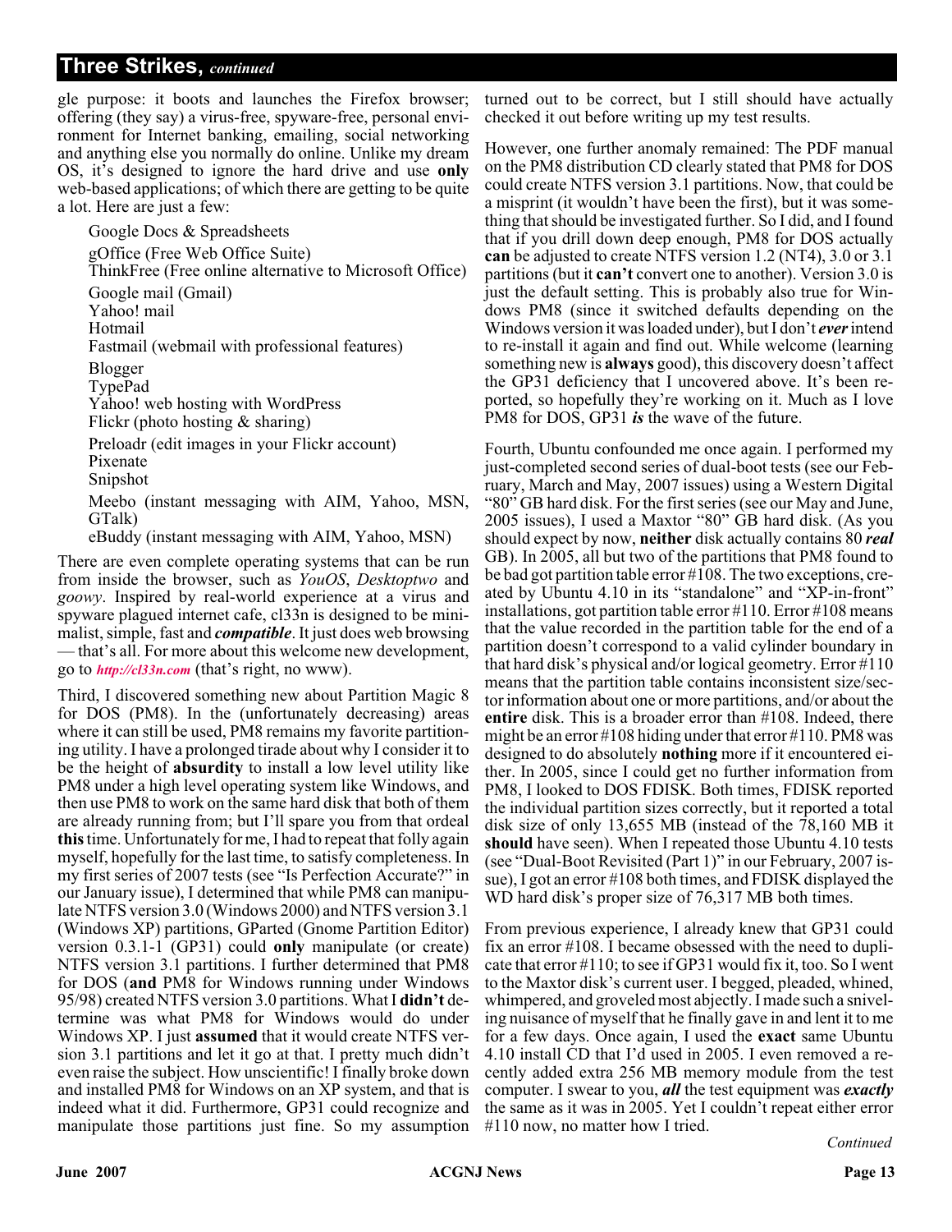## Three Strikes, *continued*

gle purpose: it boots and launches the Firefox browser; offering (they say) a virus-free, spyware-free, personal environment for Internet banking, emailing, social networking and anything else you normally do online. Unlike my dream OS, it's designed to ignore the hard drive and use **only** web-based applications; of which there are getting to be quite a lot. Here are just a few:

Google Docs & Spreadsheets
gOffice (Free Web Office Suite)
ThinkFree (Free online alternative to Microsoft Office)

Google mail (Gmail)
Yahoo! mail
Hotmail
Fastmail (webmail with professional features)

Blogger
TypePad
Yahoo! web hosting with WordPress
Flickr (photo hosting & sharing)

Preloadr (edit images in your Flickr account)
Pixenate
Snipshot

Meebo (instant messaging with AIM, Yahoo, MSN, GTalk)
eBuddy (instant messaging with AIM, Yahoo, MSN)

There are even complete operating systems that can be run from inside the browser, such as *YouOS*, *Desktoptwo* and *goowy*. Inspired by real-world experience at a virus and spyware plagued internet cafe, cl33n is designed to be minimalist, simple, fast and ***compatible***. It just does web browsing — that's all. For more about this welcome new development, go to ***http://cl33n.com*** (that's right, no www).

Third, I discovered something new about Partition Magic 8 for DOS (PM8). In the (unfortunately decreasing) areas where it can still be used, PM8 remains my favorite partitioning utility. I have a prolonged tirade about why I consider it to be the height of **absurdity** to install a low level utility like PM8 under a high level operating system like Windows, and then use PM8 to work on the same hard disk that both of them are already running from; but I'll spare you from that ordeal **this** time. Unfortunately for me, I had to repeat that folly again myself, hopefully for the last time, to satisfy completeness. In my first series of 2007 tests (see "Is Perfection Accurate?" in our January issue), I determined that while PM8 can manipulate NTFS version 3.0 (Windows 2000) and NTFS version 3.1 (Windows XP) partitions, GParted (Gnome Partition Editor) version 0.3.1-1 (GP31) could **only** manipulate (or create) NTFS version 3.1 partitions. I further determined that PM8 for DOS (**and** PM8 for Windows running under Windows 95/98) created NTFS version 3.0 partitions. What I **didn't** determine was what PM8 for Windows would do under Windows XP. I just **assumed** that it would create NTFS version 3.1 partitions and let it go at that. I pretty much didn't even raise the subject. How unscientific! I finally broke down and installed PM8 for Windows on an XP system, and that is indeed what it did. Furthermore, GP31 could recognize and manipulate those partitions just fine. So my assumption turned out to be correct, but I still should have actually checked it out before writing up my test results.

However, one further anomaly remained: The PDF manual on the PM8 distribution CD clearly stated that PM8 for DOS could create NTFS version 3.1 partitions. Now, that could be a misprint (it wouldn't have been the first), but it was something that should be investigated further. So I did, and I found that if you drill down deep enough, PM8 for DOS actually **can** be adjusted to create NTFS version 1.2 (NT4), 3.0 or 3.1 partitions (but it **can't** convert one to another). Version 3.0 is just the default setting. This is probably also true for Windows PM8 (since it switched defaults depending on the Windows version it was loaded under), but I don't ***ever*** intend to re-install it again and find out. While welcome (learning something new is **always** good), this discovery doesn't affect the GP31 deficiency that I uncovered above. It's been reported, so hopefully they're working on it. Much as I love PM8 for DOS, GP31 ***is*** the wave of the future.

Fourth, Ubuntu confounded me once again. I performed my just-completed second series of dual-boot tests (see our February, March and May, 2007 issues) using a Western Digital "80" GB hard disk. For the first series (see our May and June, 2005 issues), I used a Maxtor "80" GB hard disk. (As you should expect by now, **neither** disk actually contains 80 ***real*** GB). In 2005, all but two of the partitions that PM8 found to be bad got partition table error #108. The two exceptions, created by Ubuntu 4.10 in its "standalone" and "XP-in-front" installations, got partition table error #110. Error #108 means that the value recorded in the partition table for the end of a partition doesn't correspond to a valid cylinder boundary in that hard disk's physical and/or logical geometry. Error #110 means that the partition table contains inconsistent size/sector information about one or more partitions, and/or about the **entire** disk. This is a broader error than #108. Indeed, there might be an error #108 hiding under that error #110. PM8 was designed to do absolutely **nothing** more if it encountered either. In 2005, since I could get no further information from PM8, I looked to DOS FDISK. Both times, FDISK reported the individual partition sizes correctly, but it reported a total disk size of only 13,655 MB (instead of the 78,160 MB it **should** have seen). When I repeated those Ubuntu 4.10 tests (see "Dual-Boot Revisited (Part 1)" in our February, 2007 issue), I got an error #108 both times, and FDISK displayed the WD hard disk's proper size of 76,317 MB both times.

From previous experience, I already knew that GP31 could fix an error #108. I became obsessed with the need to duplicate that error #110; to see if GP31 would fix it, too. So I went to the Maxtor disk's current user. I begged, pleaded, whined, whimpered, and groveled most abjectly. I made such a sniveling nuisance of myself that he finally gave in and lent it to me for a few days. Once again, I used the **exact** same Ubuntu 4.10 install CD that I'd used in 2005. I even removed a recently added extra 256 MB memory module from the test computer. I swear to you, ***all*** the test equipment was ***exactly*** the same as it was in 2005. Yet I couldn't repeat either error #110 now, no matter how I tried.

*Continued*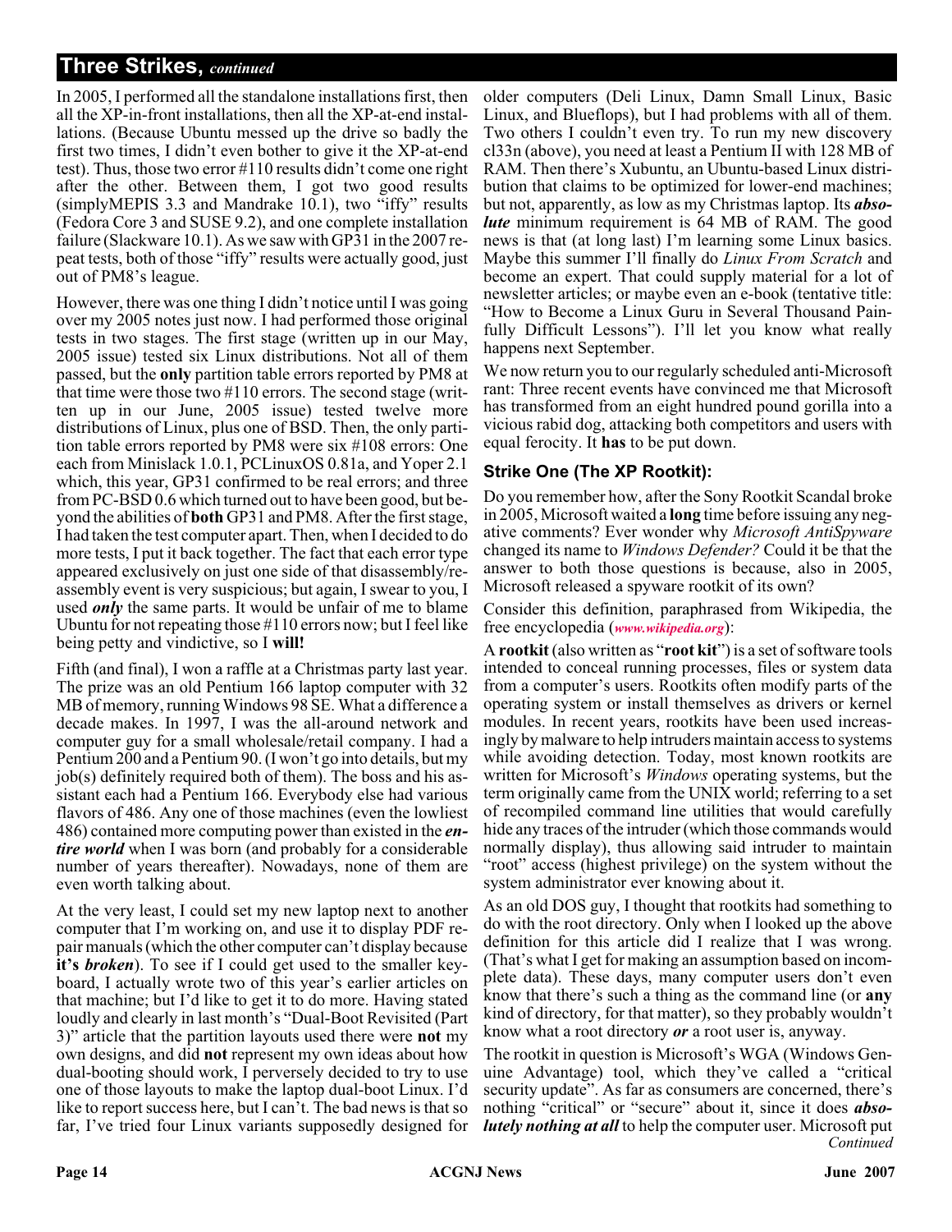## Three Strikes, *continued*

In 2005, I performed all the standalone installations first, then all the XP-in-front installations, then all the XP-at-end installations. (Because Ubuntu messed up the drive so badly the first two times, I didn't even bother to give it the XP-at-end test). Thus, those two error #110 results didn't come one right after the other. Between them, I got two good results (simplyMEPIS 3.3 and Mandrake 10.1), two "iffy" results (Fedora Core 3 and SUSE 9.2), and one complete installation failure (Slackware 10.1). As we saw with GP31 in the 2007 repeat tests, both of those "iffy" results were actually good, just out of PM8's league.

However, there was one thing I didn't notice until I was going over my 2005 notes just now. I had performed those original tests in two stages. The first stage (written up in our May, 2005 issue) tested six Linux distributions. Not all of them passed, but the **only** partition table errors reported by PM8 at that time were those two #110 errors. The second stage (written up in our June, 2005 issue) tested twelve more distributions of Linux, plus one of BSD. Then, the only partition table errors reported by PM8 were six #108 errors: One each from Minislack 1.0.1, PCLinuxOS 0.81a, and Yoper 2.1 which, this year, GP31 confirmed to be real errors; and three from PC-BSD 0.6 which turned out to have been good, but beyond the abilities of **both** GP31 and PM8. After the first stage, I had taken the test computer apart. Then, when I decided to do more tests, I put it back together. The fact that each error type appeared exclusively on just one side of that disassembly/reassembly event is very suspicious; but again, I swear to you, I used ***only*** the same parts. It would be unfair of me to blame Ubuntu for not repeating those #110 errors now; but I feel like being petty and vindictive, so I **will!**

Fifth (and final), I won a raffle at a Christmas party last year. The prize was an old Pentium 166 laptop computer with 32 MB of memory, running Windows 98 SE. What a difference a decade makes. In 1997, I was the all-around network and computer guy for a small wholesale/retail company. I had a Pentium 200 and a Pentium 90. (I won't go into details, but my job(s) definitely required both of them). The boss and his assistant each had a Pentium 166. Everybody else had various flavors of 486. Any one of those machines (even the lowliest 486) contained more computing power than existed in the ***entire world*** when I was born (and probably for a considerable number of years thereafter). Nowadays, none of them are even worth talking about.

At the very least, I could set my new laptop next to another computer that I'm working on, and use it to display PDF repair manuals (which the other computer can't display because **it's *broken***). To see if I could get used to the smaller keyboard, I actually wrote two of this year's earlier articles on that machine; but I'd like to get it to do more. Having stated loudly and clearly in last month's "Dual-Boot Revisited (Part 3)" article that the partition layouts used there were **not** my own designs, and did **not** represent my own ideas about how dual-booting should work, I perversely decided to try to use one of those layouts to make the laptop dual-boot Linux. I'd like to report success here, but I can't. The bad news is that so far, I've tried four Linux variants supposedly designed for older computers (Deli Linux, Damn Small Linux, Basic Linux, and Blueflops), but I had problems with all of them. Two others I couldn't even try. To run my new discovery cl33n (above), you need at least a Pentium II with 128 MB of RAM. Then there's Xubuntu, an Ubuntu-based Linux distribution that claims to be optimized for lower-end machines; but not, apparently, as low as my Christmas laptop. Its ***absolute*** minimum requirement is 64 MB of RAM. The good news is that (at long last) I'm learning some Linux basics. Maybe this summer I'll finally do *Linux From Scratch* and become an expert. That could supply material for a lot of newsletter articles; or maybe even an e-book (tentative title: "How to Become a Linux Guru in Several Thousand Painfully Difficult Lessons"). I'll let you know what really happens next September.

We now return you to our regularly scheduled anti-Microsoft rant: Three recent events have convinced me that Microsoft has transformed from an eight hundred pound gorilla into a vicious rabid dog, attacking both competitors and users with equal ferocity. It **has** to be put down.

### Strike One (The XP Rootkit):

Do you remember how, after the Sony Rootkit Scandal broke in 2005, Microsoft waited a **long** time before issuing any negative comments? Ever wonder why *Microsoft AntiSpyware* changed its name to *Windows Defender?* Could it be that the answer to both those questions is because, also in 2005, Microsoft released a spyware rootkit of its own?

Consider this definition, paraphrased from Wikipedia, the free encyclopedia (*www.wikipedia.org*):

A **rootkit** (also written as "**root kit**") is a set of software tools intended to conceal running processes, files or system data from a computer's users. Rootkits often modify parts of the operating system or install themselves as drivers or kernel modules. In recent years, rootkits have been used increasingly by malware to help intruders maintain access to systems while avoiding detection. Today, most known rootkits are written for Microsoft's *Windows* operating systems, but the term originally came from the UNIX world; referring to a set of recompiled command line utilities that would carefully hide any traces of the intruder (which those commands would normally display), thus allowing said intruder to maintain "root" access (highest privilege) on the system without the system administrator ever knowing about it.

As an old DOS guy, I thought that rootkits had something to do with the root directory. Only when I looked up the above definition for this article did I realize that I was wrong. (That's what I get for making an assumption based on incomplete data). These days, many computer users don't even know that there's such a thing as the command line (or **any** kind of directory, for that matter), so they probably wouldn't know what a root directory ***or*** a root user is, anyway.

The rootkit in question is Microsoft's WGA (Windows Genuine Advantage) tool, which they've called a "critical security update". As far as consumers are concerned, there's nothing "critical" or "secure" about it, since it does ***absolutely nothing at all*** to help the computer user. Microsoft put

*Continued*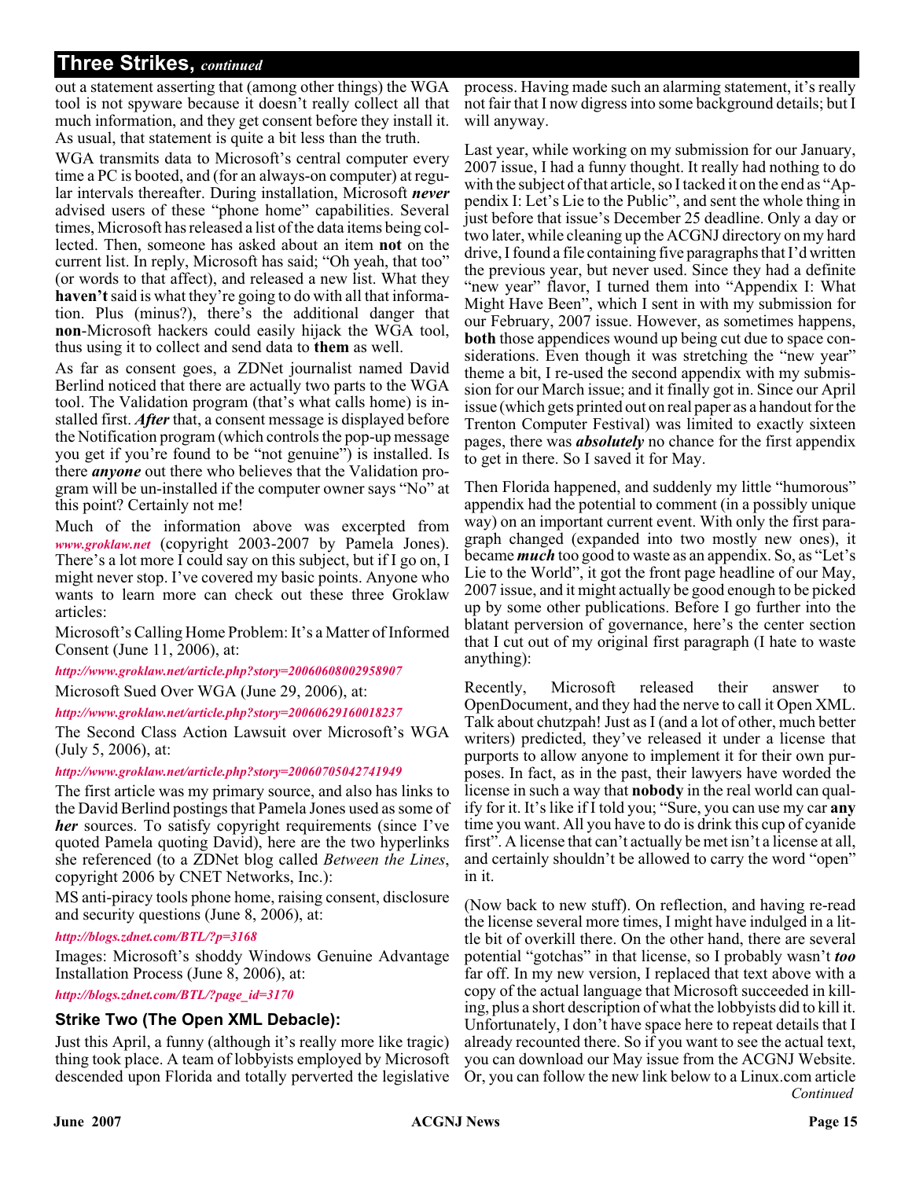## Three Strikes, *continued*

out a statement asserting that (among other things) the WGA tool is not spyware because it doesn't really collect all that much information, and they get consent before they install it. As usual, that statement is quite a bit less than the truth.

WGA transmits data to Microsoft's central computer every time a PC is booted, and (for an always-on computer) at regular intervals thereafter. During installation, Microsoft ***never*** advised users of these "phone home" capabilities. Several times, Microsoft has released a list of the data items being collected. Then, someone has asked about an item **not** on the current list. In reply, Microsoft has said; "Oh yeah, that too" (or words to that affect), and released a new list. What they **haven't** said is what they're going to do with all that information. Plus (minus?), there's the additional danger that **non**-Microsoft hackers could easily hijack the WGA tool, thus using it to collect and send data to **them** as well.

As far as consent goes, a ZDNet journalist named David Berlind noticed that there are actually two parts to the WGA tool. The Validation program (that's what calls home) is installed first. ***After*** that, a consent message is displayed before the Notification program (which controls the pop-up message you get if you're found to be "not genuine") is installed. Is there ***anyone*** out there who believes that the Validation program will be un-installed if the computer owner says "No" at this point? Certainly not me!

Much of the information above was excerpted from ***www.groklaw.net*** (copyright 2003-2007 by Pamela Jones). There's a lot more I could say on this subject, but if I go on, I might never stop. I've covered my basic points. Anyone who wants to learn more can check out these three Groklaw articles:

Microsoft's Calling Home Problem: It's a Matter of Informed Consent (June 11, 2006), at:

***http://www.groklaw.net/article.php?story=20060608002958907***

Microsoft Sued Over WGA (June 29, 2006), at:

***http://www.groklaw.net/article.php?story=20060629160018237***

The Second Class Action Lawsuit over Microsoft's WGA (July 5, 2006), at:

***http://www.groklaw.net/article.php?story=20060705042741949***

The first article was my primary source, and also has links to the David Berlind postings that Pamela Jones used as some of ***her*** sources. To satisfy copyright requirements (since I've quoted Pamela quoting David), here are the two hyperlinks she referenced (to a ZDNet blog called *Between the Lines*, copyright 2006 by CNET Networks, Inc.):

MS anti-piracy tools phone home, raising consent, disclosure and security questions (June 8, 2006), at:

***http://blogs.zdnet.com/BTL/?p=3168***

Images: Microsoft's shoddy Windows Genuine Advantage Installation Process (June 8, 2006), at:

***http://blogs.zdnet.com/BTL/?page_id=3170***

### Strike Two (The Open XML Debacle):

Just this April, a funny (although it's really more like tragic) thing took place. A team of lobbyists employed by Microsoft descended upon Florida and totally perverted the legislative process. Having made such an alarming statement, it's really not fair that I now digress into some background details; but I will anyway.

Last year, while working on my submission for our January, 2007 issue, I had a funny thought. It really had nothing to do with the subject of that article, so I tacked it on the end as "Appendix I: Let's Lie to the Public", and sent the whole thing in just before that issue's December 25 deadline. Only a day or two later, while cleaning up the ACGNJ directory on my hard drive, I found a file containing five paragraphs that I'd written the previous year, but never used. Since they had a definite "new year" flavor, I turned them into "Appendix I: What Might Have Been", which I sent in with my submission for our February, 2007 issue. However, as sometimes happens, **both** those appendices wound up being cut due to space considerations. Even though it was stretching the "new year" theme a bit, I re-used the second appendix with my submission for our March issue; and it finally got in. Since our April issue (which gets printed out on real paper as a handout for the Trenton Computer Festival) was limited to exactly sixteen pages, there was ***absolutely*** no chance for the first appendix to get in there. So I saved it for May.

Then Florida happened, and suddenly my little "humorous" appendix had the potential to comment (in a possibly unique way) on an important current event. With only the first paragraph changed (expanded into two mostly new ones), it became ***much*** too good to waste as an appendix. So, as "Let's Lie to the World", it got the front page headline of our May, 2007 issue, and it might actually be good enough to be picked up by some other publications. Before I go further into the blatant perversion of governance, here's the center section that I cut out of my original first paragraph (I hate to waste anything):

Recently, Microsoft released their answer to OpenDocument, and they had the nerve to call it Open XML. Talk about chutzpah! Just as I (and a lot of other, much better writers) predicted, they've released it under a license that purports to allow anyone to implement it for their own purposes. In fact, as in the past, their lawyers have worded the license in such a way that **nobody** in the real world can qualify for it. It's like if I told you; "Sure, you can use my car **any** time you want. All you have to do is drink this cup of cyanide first". A license that can't actually be met isn't a license at all, and certainly shouldn't be allowed to carry the word "open" in it.

(Now back to new stuff). On reflection, and having re-read the license several more times, I might have indulged in a little bit of overkill there. On the other hand, there are several potential "gotchas" in that license, so I probably wasn't ***too*** far off. In my new version, I replaced that text above with a copy of the actual language that Microsoft succeeded in killing, plus a short description of what the lobbyists did to kill it. Unfortunately, I don't have space here to repeat details that I already recounted there. So if you want to see the actual text, you can download our May issue from the ACGNJ Website. Or, you can follow the new link below to a Linux.com article

*Continued*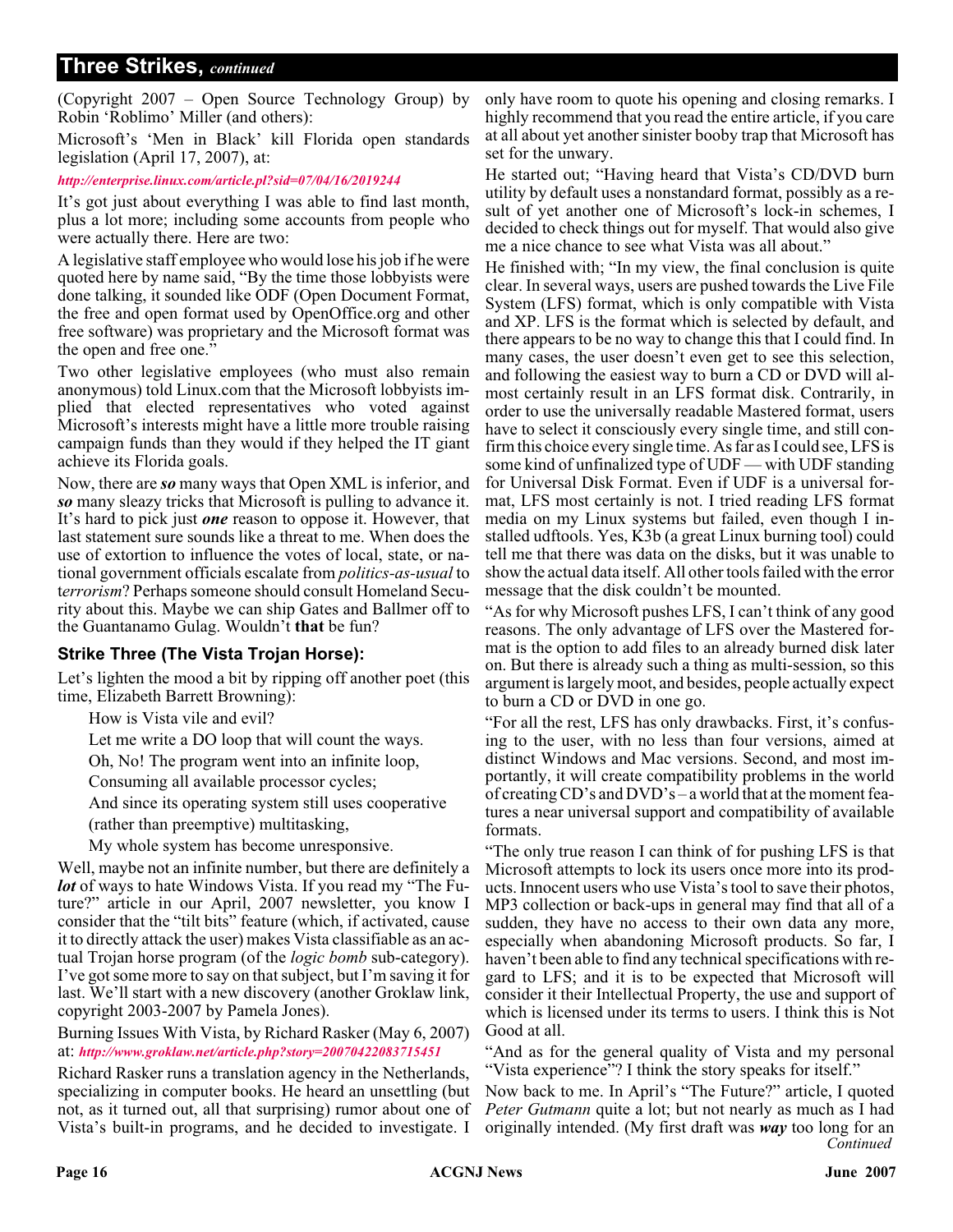## Three Strikes, *continued*

(Copyright 2007 – Open Source Technology Group) by Robin 'Roblimo' Miller (and others):

Microsoft's 'Men in Black' kill Florida open standards legislation (April 17, 2007), at:

***http://enterprise.linux.com/article.pl?sid=07/04/16/2019244***

It's got just about everything I was able to find last month, plus a lot more; including some accounts from people who were actually there. Here are two:

A legislative staff employee who would lose his job if he were quoted here by name said, "By the time those lobbyists were done talking, it sounded like ODF (Open Document Format, the free and open format used by OpenOffice.org and other free software) was proprietary and the Microsoft format was the open and free one."

Two other legislative employees (who must also remain anonymous) told Linux.com that the Microsoft lobbyists implied that elected representatives who voted against Microsoft's interests might have a little more trouble raising campaign funds than they would if they helped the IT giant achieve its Florida goals.

Now, there are ***so*** many ways that Open XML is inferior, and ***so*** many sleazy tricks that Microsoft is pulling to advance it. It's hard to pick just ***one*** reason to oppose it. However, that last statement sure sounds like a threat to me. When does the use of extortion to influence the votes of local, state, or national government officials escalate from *politics-as-usual* to t*errorism*? Perhaps someone should consult Homeland Security about this. Maybe we can ship Gates and Ballmer off to the Guantanamo Gulag. Wouldn't **that** be fun?

### Strike Three (The Vista Trojan Horse):

Let's lighten the mood a bit by ripping off another poet (this time, Elizabeth Barrett Browning):

> How is Vista vile and evil?
>
> Let me write a DO loop that will count the ways.
>
> Oh, No! The program went into an infinite loop,
>
> Consuming all available processor cycles;
>
> And since its operating system still uses cooperative
>
> (rather than preemptive) multitasking,
>
> My whole system has become unresponsive.

Well, maybe not an infinite number, but there are definitely a ***lot*** of ways to hate Windows Vista. If you read my "The Future?" article in our April, 2007 newsletter, you know I consider that the "tilt bits" feature (which, if activated, cause it to directly attack the user) makes Vista classifiable as an actual Trojan horse program (of the *logic bomb* sub-category). I've got some more to say on that subject, but I'm saving it for last. We'll start with a new discovery (another Groklaw link, copyright 2003-2007 by Pamela Jones).

Burning Issues With Vista, by Richard Rasker (May 6, 2007) at: ***http://www.groklaw.net/article.php?story=20070422083715451***

Richard Rasker runs a translation agency in the Netherlands, specializing in computer books. He heard an unsettling (but not, as it turned out, all that surprising) rumor about one of Vista's built-in programs, and he decided to investigate. I only have room to quote his opening and closing remarks. I highly recommend that you read the entire article, if you care at all about yet another sinister booby trap that Microsoft has set for the unwary.

He started out; "Having heard that Vista's CD/DVD burn utility by default uses a nonstandard format, possibly as a result of yet another one of Microsoft's lock-in schemes, I decided to check things out for myself. That would also give me a nice chance to see what Vista was all about."

He finished with; "In my view, the final conclusion is quite clear. In several ways, users are pushed towards the Live File System (LFS) format, which is only compatible with Vista and XP. LFS is the format which is selected by default, and there appears to be no way to change this that I could find. In many cases, the user doesn't even get to see this selection, and following the easiest way to burn a CD or DVD will almost certainly result in an LFS format disk. Contrarily, in order to use the universally readable Mastered format, users have to select it consciously every single time, and still confirm this choice every single time. As far as I could see, LFS is some kind of unfinalized type of UDF — with UDF standing for Universal Disk Format. Even if UDF is a universal format, LFS most certainly is not. I tried reading LFS format media on my Linux systems but failed, even though I installed udftools. Yes, K3b (a great Linux burning tool) could tell me that there was data on the disks, but it was unable to show the actual data itself. All other tools failed with the error message that the disk couldn't be mounted.

"As for why Microsoft pushes LFS, I can't think of any good reasons. The only advantage of LFS over the Mastered format is the option to add files to an already burned disk later on. But there is already such a thing as multi-session, so this argument is largely moot, and besides, people actually expect to burn a CD or DVD in one go.

"For all the rest, LFS has only drawbacks. First, it's confusing to the user, with no less than four versions, aimed at distinct Windows and Mac versions. Second, and most importantly, it will create compatibility problems in the world of creating CD's and DVD's – a world that at the moment features a near universal support and compatibility of available formats.

"The only true reason I can think of for pushing LFS is that Microsoft attempts to lock its users once more into its products. Innocent users who use Vista's tool to save their photos, MP3 collection or back-ups in general may find that all of a sudden, they have no access to their own data any more, especially when abandoning Microsoft products. So far, I haven't been able to find any technical specifications with regard to LFS; and it is to be expected that Microsoft will consider it their Intellectual Property, the use and support of which is licensed under its terms to users. I think this is Not Good at all.

"And as for the general quality of Vista and my personal "Vista experience"? I think the story speaks for itself."

Now back to me. In April's "The Future?" article, I quoted *Peter Gutmann* quite a lot; but not nearly as much as I had originally intended. (My first draft was ***way*** too long for an

*Continued*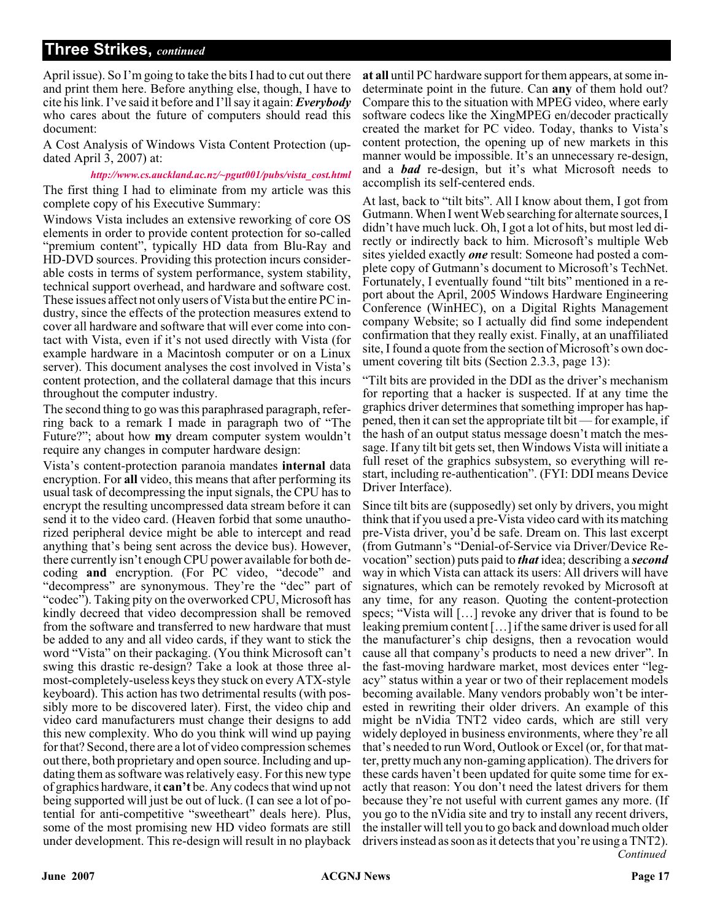## Three Strikes, *continued*

April issue). So I'm going to take the bits I had to cut out there and print them here. Before anything else, though, I have to cite his link. I've said it before and I'll say it again: ***Everybody*** who cares about the future of computers should read this document:

A Cost Analysis of Windows Vista Content Protection (updated April 3, 2007) at:

*http://www.cs.auckland.ac.nz/~pgut001/pubs/vista_cost.html*

The first thing I had to eliminate from my article was this complete copy of his Executive Summary:

Windows Vista includes an extensive reworking of core OS elements in order to provide content protection for so-called "premium content", typically HD data from Blu-Ray and HD-DVD sources. Providing this protection incurs considerable costs in terms of system performance, system stability, technical support overhead, and hardware and software cost. These issues affect not only users of Vista but the entire PC industry, since the effects of the protection measures extend to cover all hardware and software that will ever come into contact with Vista, even if it's not used directly with Vista (for example hardware in a Macintosh computer or on a Linux server). This document analyses the cost involved in Vista's content protection, and the collateral damage that this incurs throughout the computer industry.

The second thing to go was this paraphrased paragraph, referring back to a remark I made in paragraph two of "The Future?"; about how **my** dream computer system wouldn't require any changes in computer hardware design:

Vista's content-protection paranoia mandates **internal** data encryption. For **all** video, this means that after performing its usual task of decompressing the input signals, the CPU has to encrypt the resulting uncompressed data stream before it can send it to the video card. (Heaven forbid that some unauthorized peripheral device might be able to intercept and read anything that's being sent across the device bus). However, there currently isn't enough CPU power available for both decoding **and** encryption. (For PC video, "decode" and "decompress" are synonymous. They're the "dec" part of "codec"). Taking pity on the overworked CPU, Microsoft has kindly decreed that video decompression shall be removed from the software and transferred to new hardware that must be added to any and all video cards, if they want to stick the word "Vista" on their packaging. (You think Microsoft can't swing this drastic re-design? Take a look at those three almost-completely-useless keys they stuck on every ATX-style keyboard). This action has two detrimental results (with possibly more to be discovered later). First, the video chip and video card manufacturers must change their designs to add this new complexity. Who do you think will wind up paying for that? Second, there are a lot of video compression schemes out there, both proprietary and open source. Including and updating them as software was relatively easy. For this new type of graphics hardware, it **can't** be. Any codecs that wind up not being supported will just be out of luck. (I can see a lot of potential for anti-competitive "sweetheart" deals here). Plus, some of the most promising new HD video formats are still under development. This re-design will result in no playback **at all** until PC hardware support for them appears, at some indeterminate point in the future. Can **any** of them hold out? Compare this to the situation with MPEG video, where early software codecs like the XingMPEG en/decoder practically created the market for PC video. Today, thanks to Vista's content protection, the opening up of new markets in this manner would be impossible. It's an unnecessary re-design, and a ***bad*** re-design, but it's what Microsoft needs to accomplish its self-centered ends.

At last, back to "tilt bits". All I know about them, I got from Gutmann. When I went Web searching for alternate sources, I didn't have much luck. Oh, I got a lot of hits, but most led directly or indirectly back to him. Microsoft's multiple Web sites yielded exactly ***one*** result: Someone had posted a complete copy of Gutmann's document to Microsoft's TechNet. Fortunately, I eventually found "tilt bits" mentioned in a report about the April, 2005 Windows Hardware Engineering Conference (WinHEC), on a Digital Rights Management company Website; so I actually did find some independent confirmation that they really exist. Finally, at an unaffiliated site, I found a quote from the section of Microsoft's own document covering tilt bits (Section 2.3.3, page 13):

"Tilt bits are provided in the DDI as the driver's mechanism for reporting that a hacker is suspected. If at any time the graphics driver determines that something improper has happened, then it can set the appropriate tilt bit — for example, if the hash of an output status message doesn't match the message. If any tilt bit gets set, then Windows Vista will initiate a full reset of the graphics subsystem, so everything will restart, including re-authentication". (FYI: DDI means Device Driver Interface).

Since tilt bits are (supposedly) set only by drivers, you might think that if you used a pre-Vista video card with its matching pre-Vista driver, you'd be safe. Dream on. This last excerpt (from Gutmann's "Denial-of-Service via Driver/Device Revocation" section) puts paid to ***that*** idea; describing a ***second*** way in which Vista can attack its users: All drivers will have signatures, which can be remotely revoked by Microsoft at any time, for any reason. Quoting the content-protection specs; "Vista will […] revoke any driver that is found to be leaking premium content […] if the same driver is used for all the manufacturer's chip designs, then a revocation would cause all that company's products to need a new driver". In the fast-moving hardware market, most devices enter "legacy" status within a year or two of their replacement models becoming available. Many vendors probably won't be interested in rewriting their older drivers. An example of this might be nVidia TNT2 video cards, which are still very widely deployed in business environments, where they're all that's needed to run Word, Outlook or Excel (or, for that matter, pretty much any non-gaming application). The drivers for these cards haven't been updated for quite some time for exactly that reason: You don't need the latest drivers for them because they're not useful with current games any more. (If you go to the nVidia site and try to install any recent drivers, the installer will tell you to go back and download much older drivers instead as soon as it detects that you're using a TNT2).

*Continued*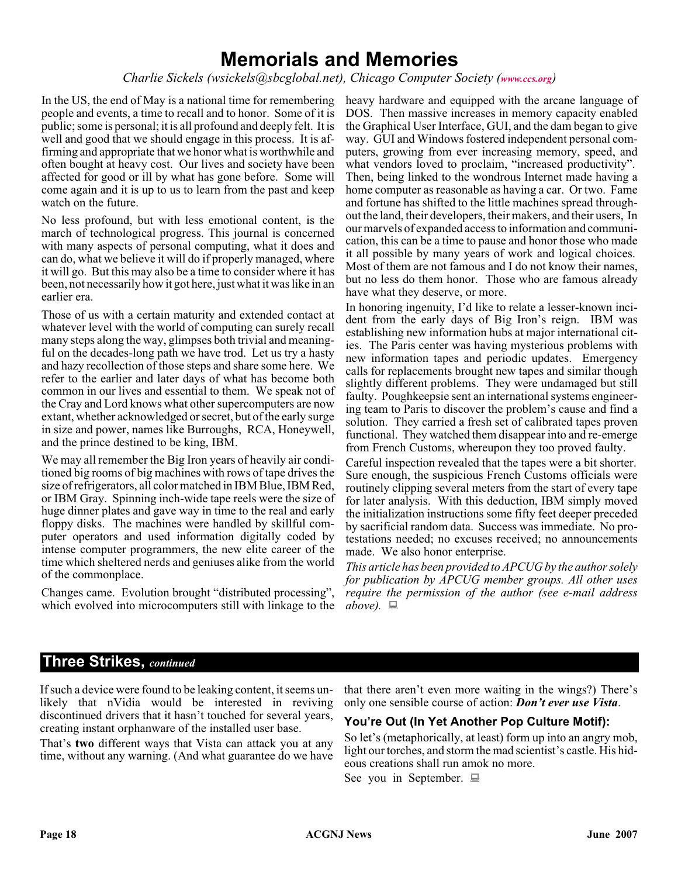# Memorials and Memories

*Charlie Sickels (wsickels@sbcglobal.net), Chicago Computer Society (www.ccs.org)*

In the US, the end of May is a national time for remembering people and events, a time to recall and to honor. Some of it is public; some is personal; it is all profound and deeply felt. It is well and good that we should engage in this process. It is affirming and appropriate that we honor what is worthwhile and often bought at heavy cost. Our lives and society have been affected for good or ill by what has gone before. Some will come again and it is up to us to learn from the past and keep watch on the future.

No less profound, but with less emotional content, is the march of technological progress. This journal is concerned with many aspects of personal computing, what it does and can do, what we believe it will do if properly managed, where it will go. But this may also be a time to consider where it has been, not necessarily how it got here, just what it was like in an earlier era.

Those of us with a certain maturity and extended contact at whatever level with the world of computing can surely recall many steps along the way, glimpses both trivial and meaningful on the decades-long path we have trod. Let us try a hasty and hazy recollection of those steps and share some here. We refer to the earlier and later days of what has become both common in our lives and essential to them. We speak not of the Cray and Lord knows what other supercomputers are now extant, whether acknowledged or secret, but of the early surge in size and power, names like Burroughs, RCA, Honeywell, and the prince destined to be king, IBM.

We may all remember the Big Iron years of heavily air conditioned big rooms of big machines with rows of tape drives the size of refrigerators, all color matched in IBM Blue, IBM Red, or IBM Gray. Spinning inch-wide tape reels were the size of huge dinner plates and gave way in time to the real and early floppy disks. The machines were handled by skillful computer operators and used information digitally coded by intense computer programmers, the new elite career of the time which sheltered nerds and geniuses alike from the world of the commonplace.

Changes came. Evolution brought "distributed processing", which evolved into microcomputers still with linkage to the heavy hardware and equipped with the arcane language of DOS. Then massive increases in memory capacity enabled the Graphical User Interface, GUI, and the dam began to give way. GUI and Windows fostered independent personal computers, growing from ever increasing memory, speed, and what vendors loved to proclaim, "increased productivity". Then, being linked to the wondrous Internet made having a home computer as reasonable as having a car. Or two. Fame and fortune has shifted to the little machines spread throughout the land, their developers, their makers, and their users, In our marvels of expanded access to information and communication, this can be a time to pause and honor those who made it all possible by many years of work and logical choices. Most of them are not famous and I do not know their names, but no less do them honor. Those who are famous already have what they deserve, or more.

In honoring ingenuity, I'd like to relate a lesser-known incident from the early days of Big Iron's reign. IBM was establishing new information hubs at major international cities. The Paris center was having mysterious problems with new information tapes and periodic updates. Emergency calls for replacements brought new tapes and similar though slightly different problems. They were undamaged but still faulty. Poughkeepsie sent an international systems engineering team to Paris to discover the problem's cause and find a solution. They carried a fresh set of calibrated tapes proven functional. They watched them disappear into and re-emerge from French Customs, whereupon they too proved faulty.

Careful inspection revealed that the tapes were a bit shorter. Sure enough, the suspicious French Customs officials were routinely clipping several meters from the start of every tape for later analysis. With this deduction, IBM simply moved the initialization instructions some fifty feet deeper preceded by sacrificial random data. Success was immediate. No protestations needed; no excuses received; no announcements made. We also honor enterprise.

*This article has been provided to APCUG by the author solely for publication by APCUG member groups. All other uses require the permission of the author (see e-mail address above).*

## Three Strikes, *continued*

If such a device were found to be leaking content, it seems unlikely that nVidia would be interested in reviving discontinued drivers that it hasn't touched for several years, creating instant orphanware of the installed user base.

That's **two** different ways that Vista can attack you at any time, without any warning. (And what guarantee do we have that there aren't even more waiting in the wings?) There's only one sensible course of action: ***Don't ever use Vista***.

### You're Out (In Yet Another Pop Culture Motif):

So let's (metaphorically, at least) form up into an angry mob, light our torches, and storm the mad scientist's castle. His hideous creations shall run amok no more.

See you in September.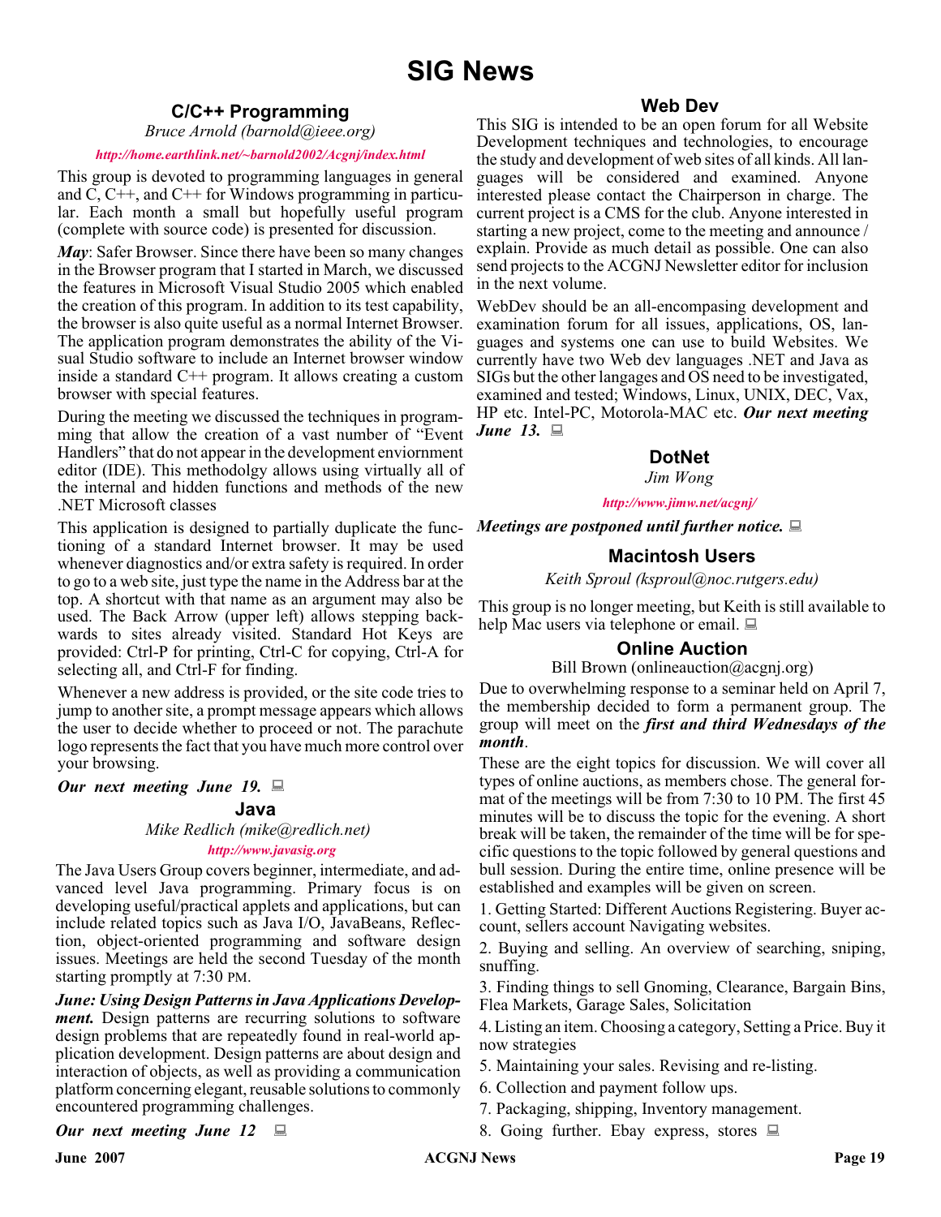# SIG News

## C/C++ Programming

*Bruce Arnold (barnold@ieee.org)*

*http://home.earthlink.net/~barnold2002/Acgnj/index.html*

This group is devoted to programming languages in general and C, C++, and C++ for Windows programming in particular. Each month a small but hopefully useful program (complete with source code) is presented for discussion.

***May***: Safer Browser. Since there have been so many changes in the Browser program that I started in March, we discussed the features in Microsoft Visual Studio 2005 which enabled the creation of this program. In addition to its test capability, the browser is also quite useful as a normal Internet Browser. The application program demonstrates the ability of the Visual Studio software to include an Internet browser window inside a standard C++ program. It allows creating a custom browser with special features.

During the meeting we discussed the techniques in programming that allow the creation of a vast number of "Event Handlers" that do not appear in the development enviornment editor (IDE). This methodolgy allows using virtually all of the internal and hidden functions and methods of the new .NET Microsoft classes

This application is designed to partially duplicate the functioning of a standard Internet browser. It may be used whenever diagnostics and/or extra safety is required. In order to go to a web site, just type the name in the Address bar at the top. A shortcut with that name as an argument may also be used. The Back Arrow (upper left) allows stepping backwards to sites already visited. Standard Hot Keys are provided: Ctrl-P for printing, Ctrl-C for copying, Ctrl-A for selecting all, and Ctrl-F for finding.

Whenever a new address is provided, or the site code tries to jump to another site, a prompt message appears which allows the user to decide whether to proceed or not. The parachute logo represents the fact that you have much more control over your browsing.

***Our next meeting June 19.***

## Java

*Mike Redlich (mike@redlich.net)*

*http://www.javasig.org*

The Java Users Group covers beginner, intermediate, and advanced level Java programming. Primary focus is on developing useful/practical applets and applications, but can include related topics such as Java I/O, JavaBeans, Reflection, object-oriented programming and software design issues. Meetings are held the second Tuesday of the month starting promptly at 7:30 PM.

***June: Using Design Patterns in Java Applications Development.*** Design patterns are recurring solutions to software design problems that are repeatedly found in real-world application development. Design patterns are about design and interaction of objects, as well as providing a communication platform concerning elegant, reusable solutions to commonly encountered programming challenges.

***Our next meeting June 12***

## Web Dev

This SIG is intended to be an open forum for all Website Development techniques and technologies, to encourage the study and development of web sites of all kinds. All languages will be considered and examined. Anyone interested please contact the Chairperson in charge. The current project is a CMS for the club. Anyone interested in starting a new project, come to the meeting and announce / explain. Provide as much detail as possible. One can also send projects to the ACGNJ Newsletter editor for inclusion in the next volume.

WebDev should be an all-encompasing development and examination forum for all issues, applications, OS, languages and systems one can use to build Websites. We currently have two Web dev languages .NET and Java as SIGs but the other langages and OS need to be investigated, examined and tested; Windows, Linux, UNIX, DEC, Vax, HP etc. Intel-PC, Motorola-MAC etc. ***Our next meeting June 13.***

## DotNet

*Jim Wong*

*http://www.jimw.net/acgnj/*

***Meetings are postponed until further notice.***

## Macintosh Users

*Keith Sproul (ksproul@noc.rutgers.edu)*

This group is no longer meeting, but Keith is still available to help Mac users via telephone or email.

## Online Auction

Bill Brown (onlineauction@acgnj.org)

Due to overwhelming response to a seminar held on April 7, the membership decided to form a permanent group. The group will meet on the ***first and third Wednesdays of the month***.

These are the eight topics for discussion. We will cover all types of online auctions, as members chose. The general format of the meetings will be from 7:30 to 10 PM. The first 45 minutes will be to discuss the topic for the evening. A short break will be taken, the remainder of the time will be for specific questions to the topic followed by general questions and bull session. During the entire time, online presence will be established and examples will be given on screen.

1. Getting Started: Different Auctions Registering. Buyer account, sellers account Navigating websites.
2. Buying and selling. An overview of searching, sniping, snuffing.
3. Finding things to sell Gnoming, Clearance, Bargain Bins, Flea Markets, Garage Sales, Solicitation
4. Listing an item. Choosing a category, Setting a Price. Buy it now strategies
5. Maintaining your sales. Revising and re-listing.
6. Collection and payment follow ups.
7. Packaging, shipping, Inventory management.
8. Going further. Ebay express, stores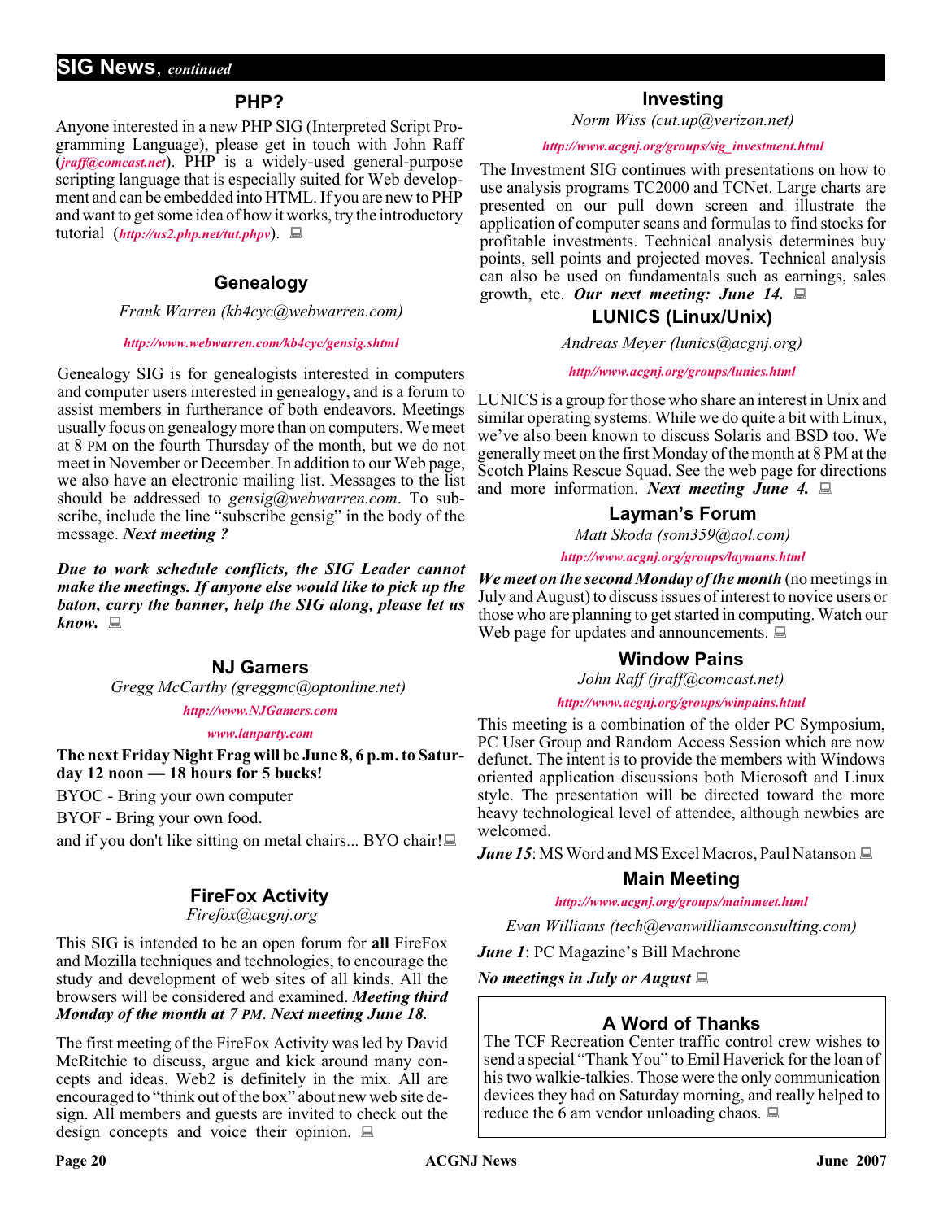## SIG News, *continued*

### PHP?

Anyone interested in a new PHP SIG (Interpreted Script Programming Language), please get in touch with John Raff (*jraff@comcast.net*). PHP is a widely-used general-purpose scripting language that is especially suited for Web development and can be embedded into HTML. If you are new to PHP and want to get some idea of how it works, try the introductory tutorial (*http://us2.php.net/tut.phpv*).

### Genealogy

*Frank Warren (kb4cyc@webwarren.com)*

*http://www.webwarren.com/kb4cyc/gensig.shtml*

Genealogy SIG is for genealogists interested in computers and computer users interested in genealogy, and is a forum to assist members in furtherance of both endeavors. Meetings usually focus on genealogy more than on computers. We meet at 8 PM on the fourth Thursday of the month, but we do not meet in November or December. In addition to our Web page, we also have an electronic mailing list. Messages to the list should be addressed to *gensig@webwarren.com*. To subscribe, include the line "subscribe gensig" in the body of the message. ***Next meeting ?***

***Due to work schedule conflicts, the SIG Leader cannot make the meetings. If anyone else would like to pick up the baton, carry the banner, help the SIG along, please let us know.***

### NJ Gamers

*Gregg McCarthy (greggmc@optonline.net)*

*http://www.NJGamers.com*

*www.lanparty.com*

**The next Friday Night Frag will be June 8, 6 p.m. to Saturday 12 noon — 18 hours for 5 bucks!**

BYOC - Bring your own computer

BYOF - Bring your own food.

and if you don't like sitting on metal chairs... BYO chair!

### FireFox Activity

*Firefox@acgnj.org*

This SIG is intended to be an open forum for **all** FireFox and Mozilla techniques and technologies, to encourage the study and development of web sites of all kinds. All the browsers will be considered and examined. ***Meeting third Monday of the month at 7 PM. Next meeting June 18.***

The first meeting of the FireFox Activity was led by David McRitchie to discuss, argue and kick around many concepts and ideas. Web2 is definitely in the mix. All are encouraged to "think out of the box" about new web site design. All members and guests are invited to check out the design concepts and voice their opinion.

### Investing

*Norm Wiss (cut.up@verizon.net)*

*http://www.acgnj.org/groups/sig_investment.html*

The Investment SIG continues with presentations on how to use analysis programs TC2000 and TCNet. Large charts are presented on our pull down screen and illustrate the application of computer scans and formulas to find stocks for profitable investments. Technical analysis determines buy points, sell points and projected moves. Technical analysis can also be used on fundamentals such as earnings, sales growth, etc. ***Our next meeting: June 14.***

### LUNICS (Linux/Unix)

*Andreas Meyer (lunics@acgnj.org)*

*http//www.acgnj.org/groups/lunics.html*

LUNICS is a group for those who share an interest in Unix and similar operating systems. While we do quite a bit with Linux, we've also been known to discuss Solaris and BSD too. We generally meet on the first Monday of the month at 8 PM at the Scotch Plains Rescue Squad. See the web page for directions and more information. ***Next meeting June 4.***

### Layman's Forum

*Matt Skoda (som359@aol.com)*

*http://www.acgnj.org/groups/laymans.html*

***We meet on the second Monday of the month*** (no meetings in July and August) to discuss issues of interest to novice users or those who are planning to get started in computing. Watch our Web page for updates and announcements.

### Window Pains

*John Raff (jraff@comcast.net)*

*http://www.acgnj.org/groups/winpains.html*

This meeting is a combination of the older PC Symposium, PC User Group and Random Access Session which are now defunct. The intent is to provide the members with Windows oriented application discussions both Microsoft and Linux style. The presentation will be directed toward the more heavy technological level of attendee, although newbies are welcomed.

***June 15***: MS Word and MS Excel Macros, Paul Natanson

### Main Meeting

*http://www.acgnj.org/groups/mainmeet.html*

*Evan Williams (tech@evanwilliamsconsulting.com)*

***June 1***: PC Magazine's Bill Machrone

***No meetings in July or August***

### A Word of Thanks

The TCF Recreation Center traffic control crew wishes to send a special "Thank You" to Emil Haverick for the loan of his two walkie-talkies. Those were the only communication devices they had on Saturday morning, and really helped to reduce the 6 am vendor unloading chaos.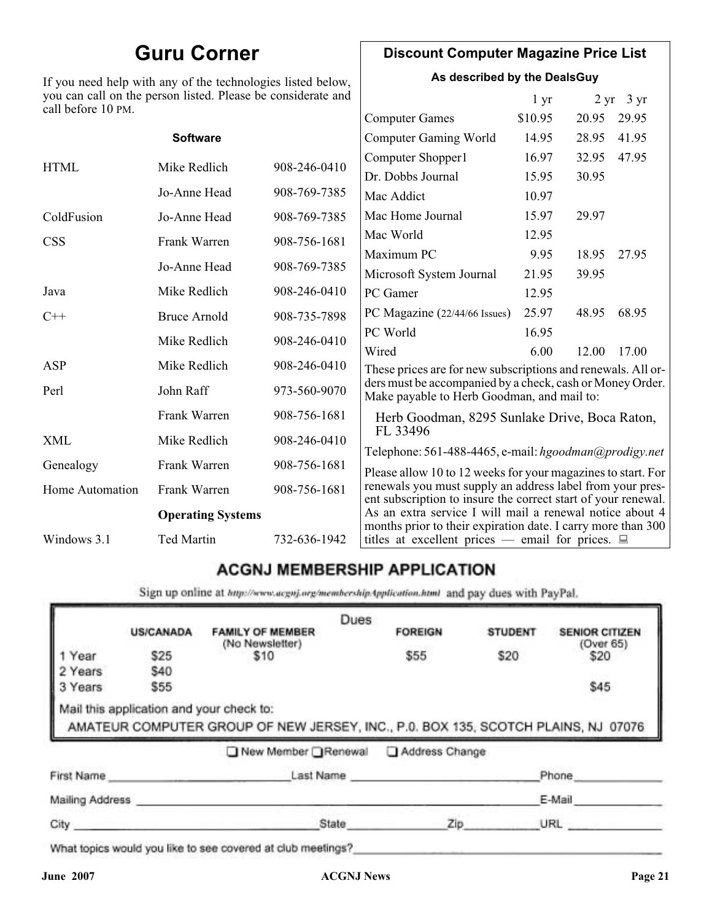## Guru Corner

If you need help with any of the technologies listed below, you can call on the person listed. Please be considerate and call before 10 PM.

**Software**

| | | |
|---|---|---|
| HTML | Mike Redlich | 908-246-0410 |
| | Jo-Anne Head | 908-769-7385 |
| ColdFusion | Jo-Anne Head | 908-769-7385 |
| CSS | Frank Warren | 908-756-1681 |
| | Jo-Anne Head | 908-769-7385 |
| Java | Mike Redlich | 908-246-0410 |
| C++ | Bruce Arnold | 908-735-7898 |
| | Mike Redlich | 908-246-0410 |
| ASP | Mike Redlich | 908-246-0410 |
| Perl | John Raff | 973-560-9070 |
| | Frank Warren | 908-756-1681 |
| XML | Mike Redlich | 908-246-0410 |
| Genealogy | Frank Warren | 908-756-1681 |
| Home Automation | Frank Warren | 908-756-1681 |
| | **Operating Systems** | |
| Windows 3.1 | Ted Martin | 732-636-1942 |

## Discount Computer Magazine Price List

**As described by the DealsGuy**

| | 1 yr | 2 yr | 3 yr |
|---|---|---|---|
| Computer Games | $10.95 | 20.95 | 29.95 |
| Computer Gaming World | 14.95 | 28.95 | 41.95 |
| Computer Shopper1 | 16.97 | 32.95 | 47.95 |
| Dr. Dobbs Journal | 15.95 | 30.95 | |
| Mac Addict | 10.97 | | |
| Mac Home Journal | 15.97 | 29.97 | |
| Mac World | 12.95 | | |
| Maximum PC | 9.95 | 18.95 | 27.95 |
| Microsoft System Journal | 21.95 | 39.95 | |
| PC Gamer | 12.95 | | |
| PC Magazine (22/44/66 Issues) | 25.97 | 48.95 | 68.95 |
| PC World | 16.95 | | |
| Wired | 6.00 | 12.00 | 17.00 |

These prices are for new subscriptions and renewals. All orders must be accompanied by a check, cash or Money Order. Make payable to Herb Goodman, and mail to:

Herb Goodman, 8295 Sunlake Drive, Boca Raton, FL 33496

Telephone: 561-488-4465, e-mail: *hgoodman@prodigy.net*

Please allow 10 to 12 weeks for your magazines to start. For renewals you must supply an address label from your present subscription to insure the correct start of your renewal. As an extra service I will mail a renewal notice about 4 months prior to their expiration date. I carry more than 300 titles at excellent prices — email for prices.

## ACGNJ MEMBERSHIP APPLICATION

Sign up online at http://www.acgnj.org/membershipApplication.html and pay dues with PayPal.

**Dues**

| | US/CANADA | FAMILY OF MEMBER (No Newsletter) | FOREIGN | STUDENT | SENIOR CITIZEN (Over 65) |
|---|---|---|---|---|---|
| 1 Year | $25 | $10 | $55 | $20 | $20 |
| 2 Years | $40 | | | | |
| 3 Years | $55 | | | | $45 |

Mail this application and your check to:

AMATEUR COMPUTER GROUP OF NEW JERSEY, INC., P.0. BOX 135, SCOTCH PLAINS, NJ 07076

☐ New Member ☐ Renewal ☐ Address Change

First Name ______________ Last Name ______________ Phone ______________

Mailing Address ______________________________ E-Mail ______________

City ______________ State ______ Zip ______ URL ______________

What topics would you like to see covered at club meetings? ______________________________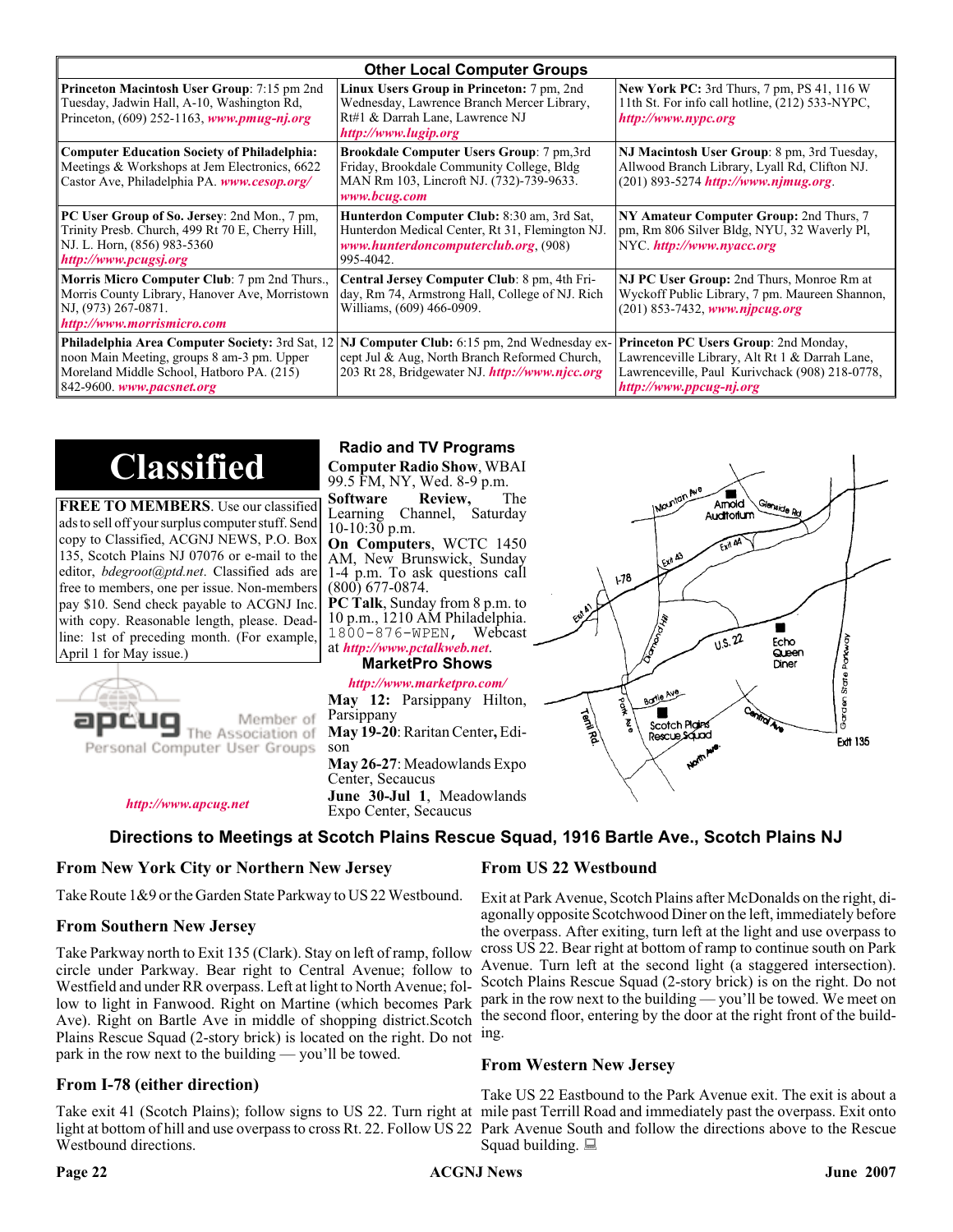## Other Local Computer Groups

| | | |
|---|---|---|
| **Princeton Macintosh User Group**: 7:15 pm 2nd Tuesday, Jadwin Hall, A-10, Washington Rd, Princeton, (609) 252-1163, ***www.pmug-nj.org*** | **Linux Users Group in Princeton:** 7 pm, 2nd Wednesday, Lawrence Branch Mercer Library, Rt#1 & Darrah Lane, Lawrence NJ ***http://www.lugip.org*** | **New York PC:** 3rd Thurs, 7 pm, PS 41, 116 W 11th St. For info call hotline, (212) 533-NYPC, ***http://www.nypc.org*** |
| **Computer Education Society of Philadelphia:** Meetings & Workshops at Jem Electronics, 6622 Castor Ave, Philadelphia PA. ***www.cesop.org/*** | **Brookdale Computer Users Group**: 7 pm,3rd Friday, Brookdale Community College, Bldg MAN Rm 103, Lincroft NJ. (732)-739-9633. ***www.bcug.com*** | **NJ Macintosh User Group**: 8 pm, 3rd Tuesday, Allwood Branch Library, Lyall Rd, Clifton NJ. (201) 893-5274 ***http://www.njmug.org***. |
| **PC User Group of So. Jersey**: 2nd Mon., 7 pm, Trinity Presb. Church, 499 Rt 70 E, Cherry Hill, NJ. L. Horn, (856) 983-5360 ***http://www.pcugsj.org*** | **Hunterdon Computer Club:** 8:30 am, 3rd Sat, Hunterdon Medical Center, Rt 31, Flemington NJ. ***www.hunterdoncomputerclub.org***, (908) 995-4042. | **NY Amateur Computer Group:** 2nd Thurs, 7 pm, Rm 806 Silver Bldg, NYU, 32 Waverly Pl, NYC. ***http://www.nyacc.org*** |
| **Morris Micro Computer Club**: 7 pm 2nd Thurs., Morris County Library, Hanover Ave, Morristown NJ, (973) 267-0871. ***http://www.morrismicro.com*** | **Central Jersey Computer Club**: 8 pm, 4th Friday, Rm 74, Armstrong Hall, College of NJ. Rich Williams, (609) 466-0909. | **NJ PC User Group:** 2nd Thurs, Monroe Rm at Wyckoff Public Library, 7 pm. Maureen Shannon, (201) 853-7432, ***www.njpcug.org*** |
| **Philadelphia Area Computer Society:** 3rd Sat, 12 noon Main Meeting, groups 8 am-3 pm. Upper Moreland Middle School, Hatboro PA. (215) 842-9600. ***www.pacsnet.org*** | **NJ Computer Club:** 6:15 pm, 2nd Wednesday except Jul & Aug, North Branch Reformed Church, 203 Rt 28, Bridgewater NJ. ***http://www.njcc.org*** | **Princeton PC Users Group**: 2nd Monday, Lawrenceville Library, Alt Rt 1 & Darrah Lane, Lawrenceville, Paul Kurivchack (908) 218-0778, ***http://www.ppcug-nj.org*** |

# Classified

**FREE TO MEMBERS**. Use our classified ads to sell off your surplus computer stuff. Send copy to Classified, ACGNJ NEWS, P.O. Box 135, Scotch Plains NJ 07076 or e-mail to the editor, *bdegroot@ptd.net*. Classified ads are free to members, one per issue. Non-members pay $10. Send check payable to ACGNJ Inc. with copy. Reasonable length, please. Deadline: 1st of preceding month. (For example, April 1 for May issue.)

apcug — Member of The Association of Personal Computer User Groups

***http://www.apcug.net***

## Radio and TV Programs

**Computer Radio Show**, WBAI 99.5 FM, NY, Wed. 8-9 p.m.

**Software Review,** The Learning Channel, Saturday 10-10:30 p.m.

**On Computers**, WCTC 1450 AM, New Brunswick, Sunday 1-4 p.m. To ask questions call (800) 677-0874.

**PC Talk**, Sunday from 8 p.m. to 10 p.m., 1210 AM Philadelphia. 1800-876-WPEN, Webcast at ***http://www.pctalkweb.net***.

## MarketPro Shows

***http://www.marketpro.com/***

**May 12:** Parsippany Hilton, Parsippany

**May 19-20**: Raritan Center**,** Edison

**May 26-27**: Meadowlands Expo Center, Secaucus

**June 30-Jul 1**, Meadowlands Expo Center, Secaucus

## Directions to Meetings at Scotch Plains Rescue Squad, 1916 Bartle Ave., Scotch Plains NJ

### From New York City or Northern New Jersey

Take Route 1&9 or the Garden State Parkway to US 22 Westbound.

### From Southern New Jersey

Take Parkway north to Exit 135 (Clark). Stay on left of ramp, follow circle under Parkway. Bear right to Central Avenue; follow to Westfield and under RR overpass. Left at light to North Avenue; follow to light in Fanwood. Right on Martine (which becomes Park Ave). Right on Bartle Ave in middle of shopping district.Scotch Plains Rescue Squad (2-story brick) is located on the right. Do not park in the row next to the building — you'll be towed.

### From I-78 (either direction)

Take exit 41 (Scotch Plains); follow signs to US 22. Turn right at light at bottom of hill and use overpass to cross Rt. 22. Follow US 22 Westbound directions.

### From US 22 Westbound

Exit at Park Avenue, Scotch Plains after McDonalds on the right, diagonally opposite Scotchwood Diner on the left, immediately before the overpass. After exiting, turn left at the light and use overpass to cross US 22. Bear right at bottom of ramp to continue south on Park Avenue. Turn left at the second light (a staggered intersection). Scotch Plains Rescue Squad (2-story brick) is on the right. Do not park in the row next to the building — you'll be towed. We meet on the second floor, entering by the door at the right front of the building.

### From Western New Jersey

Take US 22 Eastbound to the Park Avenue exit. The exit is about a mile past Terrill Road and immediately past the overpass. Exit onto Park Avenue South and follow the directions above to the Rescue Squad building.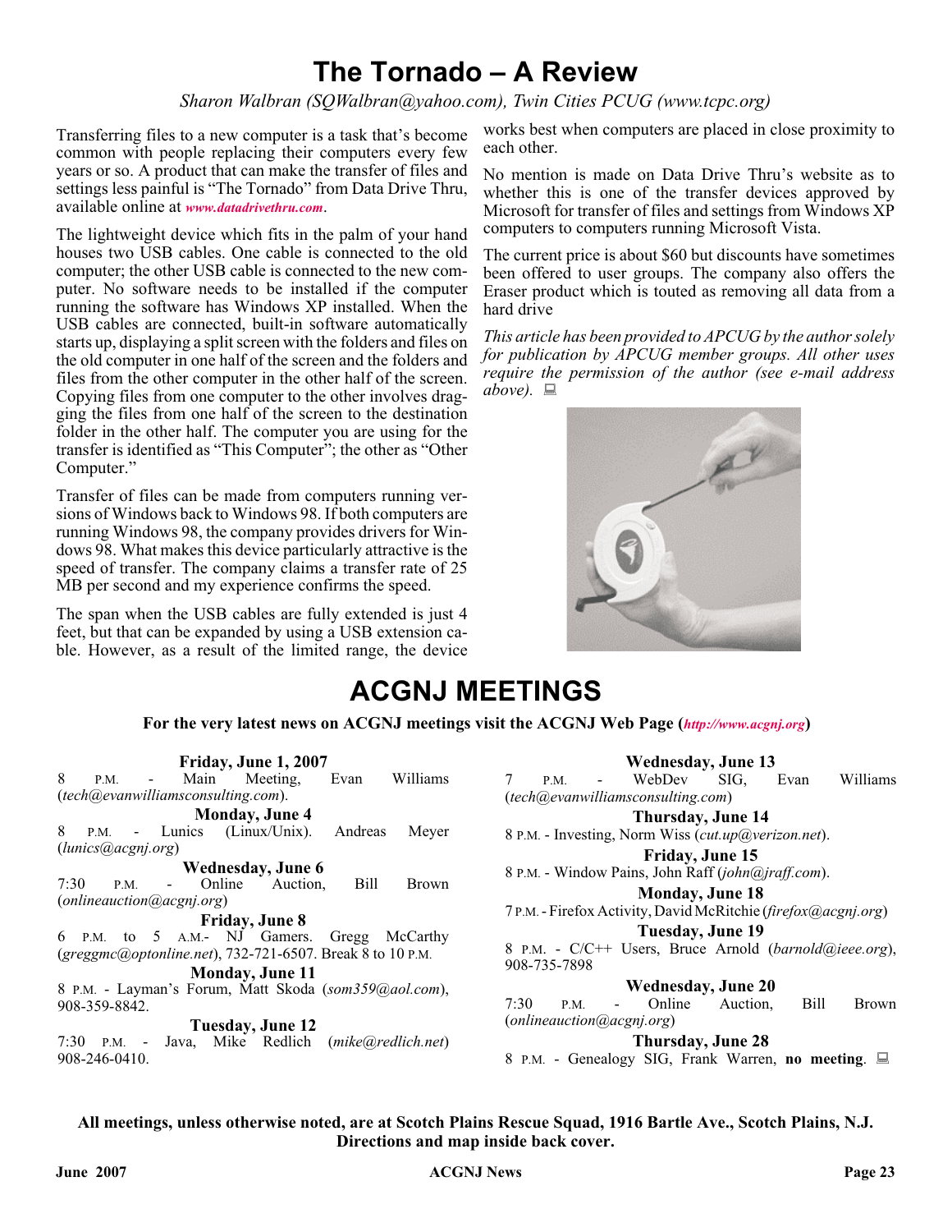# The Tornado – A Review

*Sharon Walbran (SQWalbran@yahoo.com), Twin Cities PCUG (www.tcpc.org)*

Transferring files to a new computer is a task that's become common with people replacing their computers every few years or so. A product that can make the transfer of files and settings less painful is "The Tornado" from Data Drive Thru, available online at *www.datadrivethru.com*.

The lightweight device which fits in the palm of your hand houses two USB cables. One cable is connected to the old computer; the other USB cable is connected to the new computer. No software needs to be installed if the computer running the software has Windows XP installed. When the USB cables are connected, built-in software automatically starts up, displaying a split screen with the folders and files on the old computer in one half of the screen and the folders and files from the other computer in the other half of the screen. Copying files from one computer to the other involves dragging the files from one half of the screen to the destination folder in the other half. The computer you are using for the transfer is identified as "This Computer"; the other as "Other Computer."

Transfer of files can be made from computers running versions of Windows back to Windows 98. If both computers are running Windows 98, the company provides drivers for Windows 98. What makes this device particularly attractive is the speed of transfer. The company claims a transfer rate of 25 MB per second and my experience confirms the speed.

The span when the USB cables are fully extended is just 4 feet, but that can be expanded by using a USB extension cable. However, as a result of the limited range, the device works best when computers are placed in close proximity to each other.

No mention is made on Data Drive Thru's website as to whether this is one of the transfer devices approved by Microsoft for transfer of files and settings from Windows XP computers to computers running Microsoft Vista.

The current price is about $60 but discounts have sometimes been offered to user groups. The company also offers the Eraser product which is touted as removing all data from a hard drive

*This article has been provided to APCUG by the author solely for publication by APCUG member groups. All other uses require the permission of the author (see e-mail address above).*

# ACGNJ MEETINGS

**For the very latest news on ACGNJ meetings visit the ACGNJ Web Page (*http://www.acgnj.org*)**

**Friday, June 1, 2007**
8 P.M. - Main Meeting, Evan Williams (*tech@evanwilliamsconsulting.com*).

**Monday, June 4**
8 P.M. - Lunics (Linux/Unix). Andreas Meyer (*lunics@acgnj.org*)

**Wednesday, June 6**
7:30 P.M. - Online Auction, Bill Brown (*onlineauction@acgnj.org*)

**Friday, June 8**
6 P.M. to 5 A.M.- NJ Gamers. Gregg McCarthy (*greggmc@optonline.net*), 732-721-6507. Break 8 to 10 P.M.

**Monday, June 11**
8 P.M. - Layman's Forum, Matt Skoda (*som359@aol.com*), 908-359-8842.

**Tuesday, June 12**
7:30 P.M. - Java, Mike Redlich (*mike@redlich.net*) 908-246-0410.

**Wednesday, June 13**
7 P.M. - WebDev SIG, Evan Williams (*tech@evanwilliamsconsulting.com*)

**Thursday, June 14**
8 P.M. - Investing, Norm Wiss (*cut.up@verizon.net*).

**Friday, June 15**
8 P.M. - Window Pains, John Raff (*john@jraff.com*).

**Monday, June 18**
7 P.M. - Firefox Activity, David McRitchie (*firefox@acgnj.org*)

**Tuesday, June 19**
8 P.M. - C/C++ Users, Bruce Arnold (*barnold@ieee.org*), 908-735-7898

**Wednesday, June 20**
7:30 P.M. - Online Auction, Bill Brown (*onlineauction@acgnj.org*)

**Thursday, June 28**
8 P.M. - Genealogy SIG, Frank Warren, **no meeting**.

**All meetings, unless otherwise noted, are at Scotch Plains Rescue Squad, 1916 Bartle Ave., Scotch Plains, N.J. Directions and map inside back cover.**